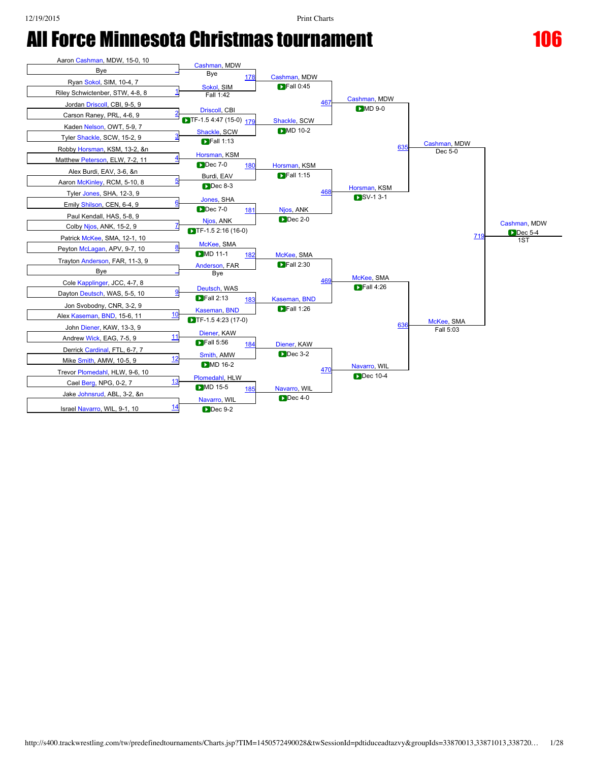# All Force Minnesota Christmas tournament

## 106

### Championship Bracket

**First Round**

| Bout | Wrestler 1 | Wrestler 2 | Winner | Result |
|---|---|---|---|---|
| – | Aaron Cashman, MDW, 15-0, 10 | Bye | Cashman, MDW | Bye |
| 1 | Ryan Sokol, SIM, 10-4, 7 | Riley Schwictenber, STW, 4-8, 8 | Sokol, SIM | Fall 1:42 |
| 2 | Jordan Driscoll, CBI, 9-5, 9 | Carson Raney, PRL, 4-6, 9 | Driscoll, CBI | TF-1.5 4:47 (15-0) |
| 3 | Kaden Nelson, OWT, 5-9, 7 | Tyler Shackle, SCW, 15-2, 9 | Shackle, SCW | Fall 1:13 |
| 4 | Robby Horsman, KSM, 13-2, &n | Matthew Peterson, ELW, 7-2, 11 | Horsman, KSM | Dec 7-0 |
| 5 | Alex Burdi, EAV, 3-6, &n | Aaron McKinley, RCM, 5-10, 8 | Burdi, EAV | Dec 8-3 |
| 6 | Tyler Jones, SHA, 12-3, 9 | Emily Shilson, CEN, 6-4, 9 | Jones, SHA | Dec 7-0 |
| 7 | Paul Kendall, HAS, 5-8, 9 | Colby Njos, ANK, 15-2, 9 | Njos, ANK | TF-1.5 2:16 (16-0) |
| 8 | Patrick McKee, SMA, 12-1, 10 | Peyton McLagan, APV, 9-7, 10 | McKee, SMA | MD 11-1 |
| – | Trayton Anderson, FAR, 11-3, 9 | Bye | Anderson, FAR | Bye |
| 9 | Cole Kapplinger, JCC, 4-7, 8 | Dayton Deutsch, WAS, 5-5, 10 | Deutsch, WAS | Fall 2:13 |
| 10 | Jon Svobodny, CNR, 3-2, 9 | Alex Kaseman, BND, 15-6, 11 | Kaseman, BND | TF-1.5 4:23 (17-0) |
| 11 | John Diener, KAW, 13-3, 9 | Andrew Wick, EAG, 7-5, 9 | Diener, KAW | Fall 5:56 |
| 12 | Derrick Cardinal, FTL, 6-7, 7 | Mike Smith, AMW, 10-5, 9 | Smith, AMW | MD 16-2 |
| 13 | Trevor Plomedahl, HLW, 9-6, 10 | Cael Berg, NPG, 0-2, 7 | Plomedahl, HLW | MD 15-5 |
| 14 | Jake Johnsrud, ABL, 3-2, &n | Israel Navarro, WIL, 9-1, 10 | Navarro, WIL | Dec 9-2 |

**Second Round**

| Bout | Wrestler 1 | Wrestler 2 | Winner | Result |
|---|---|---|---|---|
| 178 | Cashman, MDW | Sokol, SIM | Cashman, MDW | Fall 0:45 |
| 179 | Driscoll, CBI | Shackle, SCW | Shackle, SCW | MD 10-2 |
| 180 | Horsman, KSM | Burdi, EAV | Horsman, KSM | Fall 1:15 |
| 181 | Jones, SHA | Njos, ANK | Njos, ANK | Dec 2-0 |
| 182 | McKee, SMA | Anderson, FAR | McKee, SMA | Fall 2:30 |
| 183 | Deutsch, WAS | Kaseman, BND | Kaseman, BND | Fall 1:26 |
| 184 | Diener, KAW | Smith, AMW | Diener, KAW | Dec 3-2 |
| 185 | Plomedahl, HLW | Navarro, WIL | Navarro, WIL | Dec 4-0 |

**Quarterfinals**

| Bout | Wrestler 1 | Wrestler 2 | Winner | Result |
|---|---|---|---|---|
| 467 | Cashman, MDW | Shackle, SCW | Cashman, MDW | MD 9-0 |
| 468 | Horsman, KSM | Njos, ANK | Horsman, KSM | SV-1 3-1 |
| 469 | McKee, SMA | Kaseman, BND | McKee, SMA | Fall 4:26 |
| 470 | Diener, KAW | Navarro, WIL | Navarro, WIL | Dec 10-4 |

**Semifinals**

| Bout | Wrestler 1 | Wrestler 2 | Winner | Result |
|---|---|---|---|---|
| 635 | Cashman, MDW | Horsman, KSM | Cashman, MDW | Dec 5-0 |
| 636 | McKee, SMA | Navarro, WIL | McKee, SMA | Fall 5:03 |

**Final**

| Bout | Wrestler 1 | Wrestler 2 | Winner | Result |
|---|---|---|---|---|
| 719 | Cashman, MDW | McKee, SMA | Cashman, MDW | Dec 5-4 |

1ST: Cashman, MDW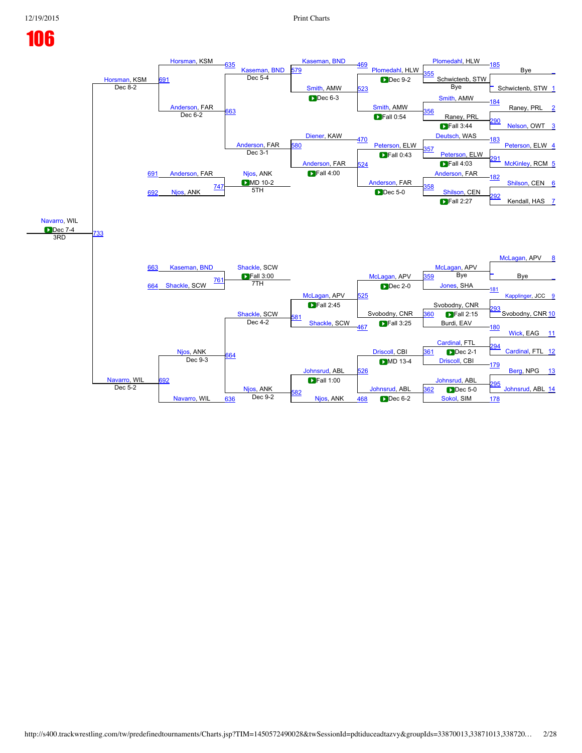# 106

## Championship Bracket

**Round 1**

| Bout | Match | Result |
|---|---|---|
| 185 | Bye vs Schwictenb, STW (1) | Schwictenb, STW — Bye |
| 184 | Raney, PRL (2) vs Nelson, OWT (3) (bout 290) | Raney, PRL — Fall 3:44 |
| 183 | Peterson, ELW (4) vs McKinley, RCM (5) (bout 291) | Peterson, ELW — Fall 4:03 |
| 182 | Shilson, CEN (6) vs Kendall, HAS (7) (bout 292) | Shilson, CEN — Fall 2:27 |
| 181 | McLagan, APV (8) vs Bye | McLagan, APV — Bye |
| 293 | Kapplinger, JCC (9) vs Svobodny, CNR (10) | Svobodny, CNR — Fall 2:15 |
| 180 | Wick, EAG (11) vs Cardinal, FTL (12) (bout 294) | Cardinal, FTL — Dec 2-1 |
| 179 | Berg, NPG (13) vs Johnsrud, ABL (14) (bout 295) | Johnsrud, ABL — Dec 5-0 |

**Round 2**

| Bout | Match | Result |
|---|---|---|
| 355 | Plomedahl, HLW vs Schwictenb, STW | Plomedahl, HLW — Dec 9-2 |
| 356 | Smith, AMW vs Raney, PRL | Smith, AMW — Fall 0:54 |
| 357 | Deutsch, WAS vs Peterson, ELW | Peterson, ELW — Fall 0:43 |
| 358 | Anderson, FAR vs Shilson, CEN | Anderson, FAR — Dec 5-0 |
| 359 | McLagan, APV vs Jones, SHA | McLagan, APV — Dec 2-0 |
| 360 | Svobodny, CNR vs Burdi, EAV | Svobodny, CNR — Fall 3:25 |
| 361 | Cardinal, FTL vs Driscoll, CBI | Driscoll, CBI — MD 13-4 |
| 362 | Johnsrud, ABL vs Sokol, SIM | Johnsrud, ABL — Dec 6-2 |

**Round 3**

| Bout | Match | Result |
|---|---|---|
| 523 | Plomedahl, HLW vs Smith, AMW | Smith, AMW — Dec 6-3 |
| 524 | Peterson, ELW vs Anderson, FAR | Anderson, FAR — Fall 4:00 |
| 525 | McLagan, APV vs Svobodny, CNR | McLagan, APV — Fall 2:45 |
| 526 | Driscoll, CBI vs Johnsrud, ABL | Johnsrud, ABL — Fall 1:00 |

**Round 4**

| Bout | Match | Result |
|---|---|---|
| 579 | Kaseman, BND (469) vs Smith, AMW | Kaseman, BND — Dec 5-4 |
| 580 | Diener, KAW (470) vs Anderson, FAR | Anderson, FAR — Dec 3-1 |
| 581 | McLagan, APV vs Shackle, SCW (467) | Shackle, SCW — Dec 4-2 |
| 582 | Johnsrud, ABL vs Njos, ANK (468) | Njos, ANK — Dec 9-2 |

**Round 5**

| Bout | Match | Result |
|---|---|---|
| 635 | Horsman, KSM vs Kaseman, BND | Horsman, KSM — Dec 8-2 |
| 663 | Anderson, FAR | Anderson, FAR — Dec 6-2 |
| 664 | Shackle, SCW vs Njos, ANK | Njos, ANK — Dec 9-3 |
| 636 | Navarro, WIL vs Njos, ANK | Navarro, WIL — Dec 5-2 |

**Round 6**

| Bout | Match | Result |
|---|---|---|
| 691 | Horsman, KSM vs Anderson, FAR | Horsman, KSM |
| 692 | Njos, ANK vs Navarro, WIL | Navarro, WIL |

**3rd Place (733)**

Horsman, KSM vs Navarro, WIL — **Navarro, WIL** — Dec 7-4 — 3RD

**5th Place (747)**

691 Anderson, FAR vs 692 Njos, ANK — **Njos, ANK** — MD 10-2 — 5TH

**7th Place (761)**

663 Kaseman, BND vs 664 Shackle, SCW — **Shackle, SCW** — Fall 3:00 — 7TH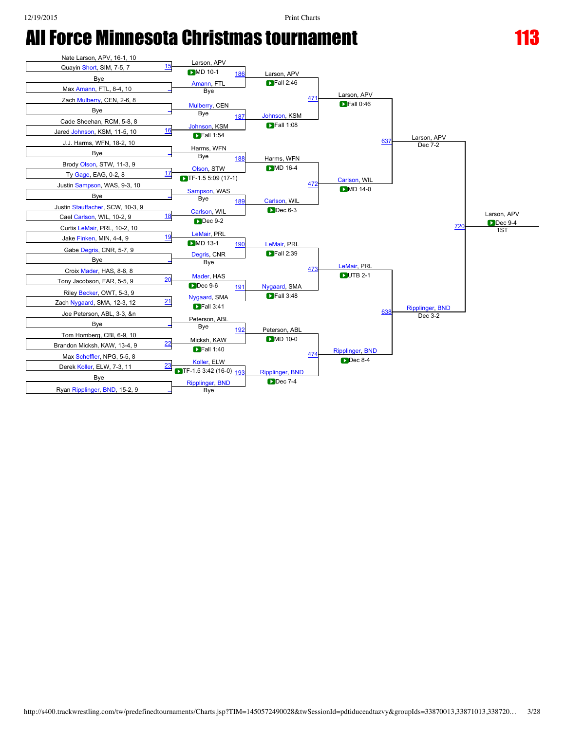# All Force Minnesota Christmas tournament

## 113

### First Round

| Match | Wrestler 1 | Wrestler 2 | Winner | Result |
|---|---|---|---|---|
| 15 | Nate Larson, APV, 16-1, 10 | Quayin Short, SIM, 7-5, 7 | Larson, APV | MD 10-1 |
| – | Bye | Max Amann, FTL, 8-4, 10 | Amann, FTL | Bye |
| – | Zach Mulberry, CEN, 2-6, 8 | Bye | Mulberry, CEN | Bye |
| 16 | Cade Sheehan, RCM, 5-8, 8 | Jared Johnson, KSM, 11-5, 10 | Johnson, KSM | Fall 1:54 |
| – | J.J. Harms, WFN, 18-2, 10 | Bye | Harms, WFN | Bye |
| 17 | Brody Olson, STW, 11-3, 9 | Ty Gage, EAG, 0-2, 8 | Olson, STW | TF-1.5 5:09 (17-1) |
| – | Justin Sampson, WAS, 9-3, 10 | Bye | Sampson, WAS | Bye |
| 18 | Justin Stauffacher, SCW, 10-3, 9 | Cael Carlson, WIL, 10-2, 9 | Carlson, WIL | Dec 9-2 |
| 19 | Curtis LeMair, PRL, 10-2, 10 | Jake Finken, MIN, 4-4, 9 | LeMair, PRL | MD 13-1 |
| – | Gabe Degris, CNR, 5-7, 9 | Bye | Degris, CNR | Bye |
| 20 | Croix Mader, HAS, 8-6, 8 | Tony Jacobson, FAR, 5-5, 9 | Mader, HAS | Dec 9-6 |
| 21 | Riley Becker, OWT, 5-3, 9 | Zach Nygaard, SMA, 12-3, 12 | Nygaard, SMA | Fall 3:41 |
| – | Joe Peterson, ABL, 3-3, &n | Bye | Peterson, ABL | Bye |
| 22 | Tom Homberg, CBI, 6-9, 10 | Brandon Micksh, KAW, 13-4, 9 | Micksh, KAW | Fall 1:40 |
| 23 | Max Scheffler, NPG, 5-5, 8 | Derek Koller, ELW, 7-3, 11 | Koller, ELW | TF-1.5 3:42 (16-0) |
| – | Bye | Ryan Ripplinger, BND, 15-2, 9 | Ripplinger, BND | Bye |

### Second Round

| Match | Wrestler 1 | Wrestler 2 | Winner | Result |
|---|---|---|---|---|
| 186 | Larson, APV | Amann, FTL | Larson, APV | Fall 2:46 |
| 187 | Mulberry, CEN | Johnson, KSM | Johnson, KSM | Fall 1:08 |
| 188 | Harms, WFN | Olson, STW | Harms, WFN | MD 16-4 |
| 189 | Sampson, WAS | Carlson, WIL | Carlson, WIL | Dec 6-3 |
| 190 | LeMair, PRL | Degris, CNR | LeMair, PRL | Fall 2:39 |
| 191 | Mader, HAS | Nygaard, SMA | Nygaard, SMA | Fall 3:48 |
| 192 | Peterson, ABL | Micksh, KAW | Peterson, ABL | MD 10-0 |
| 193 | Koller, ELW | Ripplinger, BND | Ripplinger, BND | Dec 7-4 |

### Quarterfinals

| Match | Wrestler 1 | Wrestler 2 | Winner | Result |
|---|---|---|---|---|
| 471 | Larson, APV | Johnson, KSM | Larson, APV | Fall 0:46 |
| 472 | Harms, WFN | Carlson, WIL | Carlson, WIL | MD 14-0 |
| 473 | LeMair, PRL | Nygaard, SMA | LeMair, PRL | UTB 2-1 |
| 474 | Peterson, ABL | Ripplinger, BND | Ripplinger, BND | Dec 8-4 |

### Semifinals

| Match | Wrestler 1 | Wrestler 2 | Winner | Result |
|---|---|---|---|---|
| 637 | Larson, APV | Carlson, WIL | Larson, APV | Dec 7-2 |
| 638 | LeMair, PRL | Ripplinger, BND | Ripplinger, BND | Dec 3-2 |

### Final

| Match | Wrestler 1 | Wrestler 2 | Winner | Result |
|---|---|---|---|---|
| 720 | Larson, APV | Ripplinger, BND | Larson, APV | Dec 9-4 |

**1ST:** Larson, APV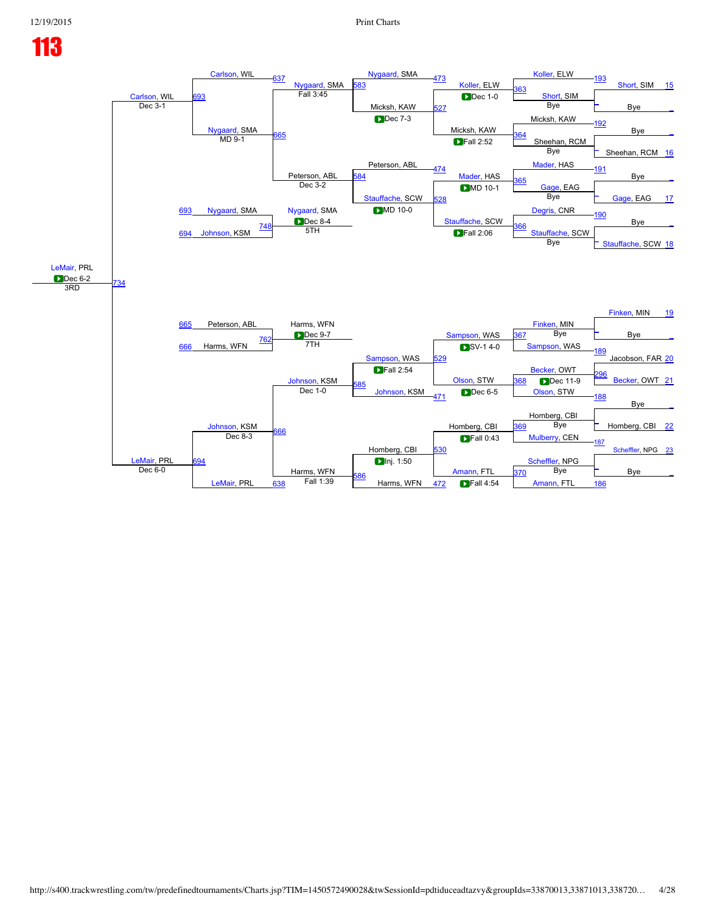# 113

## Championship Bracket (Top Half)

| Match | Wrestler 1 | Wrestler 2 | Winner | Result |
|---|---|---|---|---|
| 193 | Short, SIM (15) | Bye | Short, SIM | Bye |
| 192 | Bye | Sheehan, RCM (16) | Sheehan, RCM | Bye |
| 191 | Bye | Gage, EAG (17) | Gage, EAG | Bye |
| 190 | Bye | Stauffache, SCW (18) | Stauffache, SCW | Bye |
| 363 | Koller, ELW | Short, SIM | Koller, ELW | Dec 1-0 |
| 364 | Micksh, KAW | Sheehan, RCM | Micksh, KAW | Fall 2:52 |
| 365 | Mader, HAS | Gage, EAG | Mader, HAS | MD 10-1 |
| 366 | Degris, CNR | Stauffache, SCW | Stauffache, SCW | Fall 2:06 |
| 473 / 527 | Nygaard, SMA | Micksh, KAW | Nygaard, SMA | Dec 7-3 |
| 474 / 528 | Peterson, ABL | Stauffache, SCW | Stauffache, SCW | MD 10-0 |
| 583 / 637 | Nygaard, SMA | Carlson, WIL | Carlson, WIL | Fall 3:45 |
| 584 / 665 | Peterson, ABL | Nygaard, SMA | Nygaard, SMA | Dec 3-2 |
| 693 | Carlson, WIL | Nygaard, SMA | Carlson, WIL | MD 9-1 |

## Championship Bracket (Bottom Half)

| Match | Wrestler 1 | Wrestler 2 | Winner | Result |
|---|---|---|---|---|
| 189 | Bye | Jacobson, FAR (20) | Finken, MIN (19) | Bye |
| 296 | Becker, OWT (21) | Bye | Becker, OWT | |
| 187 | Homberg, CBI (22) | Bye | Homberg, CBI | Bye |
| 186 | Scheffler, NPG (23) | Bye | Scheffler, NPG | Bye |
| 367 | Finken, MIN | Sampson, WAS | Sampson, WAS | SV-1 4-0 |
| 368 | Becker, OWT | Olson, STW | Olson, STW | Dec 11-9 |
| 369 | Homberg, CBI | Mulberry, CEN | Homberg, CBI | Fall 0:43 |
| 370 | Scheffler, NPG | Amann, FTL | Amann, FTL | Fall 4:54 |
| 529 / 471 | Sampson, WAS | Olson, STW | Sampson, WAS | Dec 6-5 |
| 530 / 472 | Homberg, CBI | Amann, FTL | Homberg, CBI | Fall 4:54 |
| 585 | Sampson, WAS | Johnson, KSM | Johnson, KSM | Fall 2:54 |
| 586 | Homberg, CBI | Harms, WFN | Harms, WFN | Inj. 1:50 |
| 666 | Johnson, KSM | Harms, WFN | Johnson, KSM | Dec 1-0 |
| 638 | Harms, WFN | LeMair, PRL | LeMair, PRL | Fall 1:39 |
| 694 | Johnson, KSM | LeMair, PRL | LeMair, PRL | Dec 8-3 |

## Finals / Placement

| Match | Wrestler 1 | Wrestler 2 | Winner | Result |
|---|---|---|---|---|
| 734 | Carlson, WIL | LeMair, PRL | LeMair, PRL | Dec 6-0 |
| 3RD | | | LeMair, PRL | Dec 6-2 |
| 748 (5TH) | Nygaard, SMA (693) | Johnson, KSM (694) | Nygaard, SMA | Dec 8-4 |
| 762 (7TH) | Peterson, ABL (665) | Harms, WFN (666) | Harms, WFN | Dec 9-7 |
| | Carlson, WIL | | Carlson, WIL | Dec 3-1 |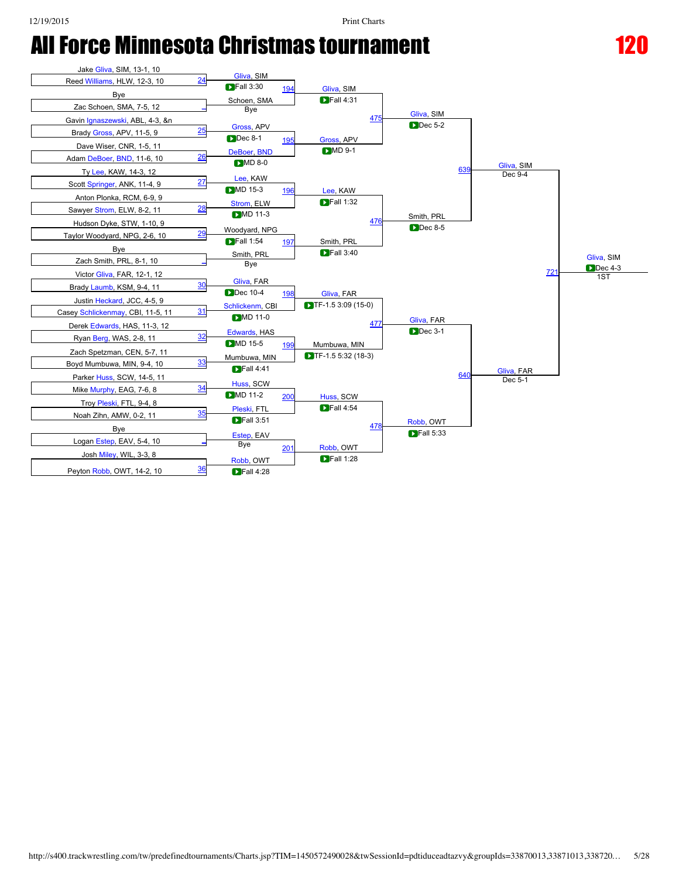# All Force Minnesota Christmas tournament

# 120

## Round 1

| Bout | Wrestler 1 | Wrestler 2 | Winner | Result |
|---|---|---|---|---|
| 24 | Jake Gliva, SIM, 13-1, 10 | Reed Williams, HLW, 12-3, 10 | Gliva, SIM | Fall 3:30 |
| – | Bye | Zac Schoen, SMA, 7-5, 12 | Schoen, SMA | Bye |
| 25 | Gavin Ignaszewski, ABL, 4-3, &n | Brady Gross, APV, 11-5, 9 | Gross, APV | Dec 8-1 |
| 26 | Dave Wiser, CNR, 1-5, 11 | Adam DeBoer, BND, 11-6, 10 | DeBoer, BND | MD 8-0 |
| 27 | Ty Lee, KAW, 14-3, 12 | Scott Springer, ANK, 11-4, 9 | Lee, KAW | MD 15-3 |
| 28 | Anton Plonka, RCM, 6-9, 9 | Sawyer Strom, ELW, 8-2, 11 | Strom, ELW | MD 11-3 |
| 29 | Hudson Dyke, STW, 1-10, 9 | Taylor Woodyard, NPG, 2-6, 10 | Woodyard, NPG | Fall 1:54 |
| – | Bye | Zach Smith, PRL, 8-1, 10 | Smith, PRL | Bye |
| 30 | Victor Gliva, FAR, 12-1, 12 | Brady Laumb, KSM, 9-4, 11 | Gliva, FAR | Dec 10-4 |
| 31 | Justin Heckard, JCC, 4-5, 9 | Casey Schlickenmay, CBI, 11-5, 11 | Schlickenm, CBI | MD 11-0 |
| 32 | Derek Edwards, HAS, 11-3, 12 | Ryan Berg, WAS, 2-8, 11 | Edwards, HAS | MD 15-5 |
| 33 | Zach Spetzman, CEN, 5-7, 11 | Boyd Mumbuwa, MIN, 9-4, 10 | Mumbuwa, MIN | Fall 4:41 |
| 34 | Parker Huss, SCW, 14-5, 11 | Mike Murphy, EAG, 7-6, 8 | Huss, SCW | MD 11-2 |
| 35 | Troy Pleski, FTL, 9-4, 8 | Noah Zihn, AMW, 0-2, 11 | Pleski, FTL | Fall 3:51 |
| – | Bye | Logan Estep, EAV, 5-4, 10 | Estep, EAV | Bye |
| 36 | Josh Miley, WIL, 3-3, 8 | Peyton Robb, OWT, 14-2, 10 | Robb, OWT | Fall 4:28 |

## Round 2

| Bout | Wrestler 1 | Wrestler 2 | Winner | Result |
|---|---|---|---|---|
| 194 | Gliva, SIM | Schoen, SMA | Gliva, SIM | Fall 4:31 |
| 195 | Gross, APV | DeBoer, BND | Gross, APV | MD 9-1 |
| 196 | Lee, KAW | Strom, ELW | Lee, KAW | Fall 1:32 |
| 197 | Woodyard, NPG | Smith, PRL | Smith, PRL | Fall 3:40 |
| 198 | Gliva, FAR | Schlickenm, CBI | Gliva, FAR | TF-1.5 3:09 (15-0) |
| 199 | Edwards, HAS | Mumbuwa, MIN | Mumbuwa, MIN | TF-1.5 5:32 (18-3) |
| 200 | Huss, SCW | Pleski, FTL | Huss, SCW | Fall 4:54 |
| 201 | Estep, EAV | Robb, OWT | Robb, OWT | Fall 1:28 |

## Quarterfinals

| Bout | Wrestler 1 | Wrestler 2 | Winner | Result |
|---|---|---|---|---|
| 475 | Gliva, SIM | Gross, APV | Gliva, SIM | Dec 5-2 |
| 476 | Lee, KAW | Smith, PRL | Smith, PRL | Dec 8-5 |
| 477 | Gliva, FAR | Mumbuwa, MIN | Gliva, FAR | Dec 3-1 |
| 478 | Huss, SCW | Robb, OWT | Robb, OWT | Fall 5:33 |

## Semifinals

| Bout | Wrestler 1 | Wrestler 2 | Winner | Result |
|---|---|---|---|---|
| 639 | Gliva, SIM | Smith, PRL | Gliva, SIM | Dec 9-4 |
| 640 | Gliva, FAR | Robb, OWT | Gliva, FAR | Dec 5-1 |

## Final

| Bout | Wrestler 1 | Wrestler 2 | Winner | Result |
|---|---|---|---|---|
| 721 | Gliva, SIM | Gliva, FAR | Gliva, SIM | Dec 4-3 |

1ST: Gliva, SIM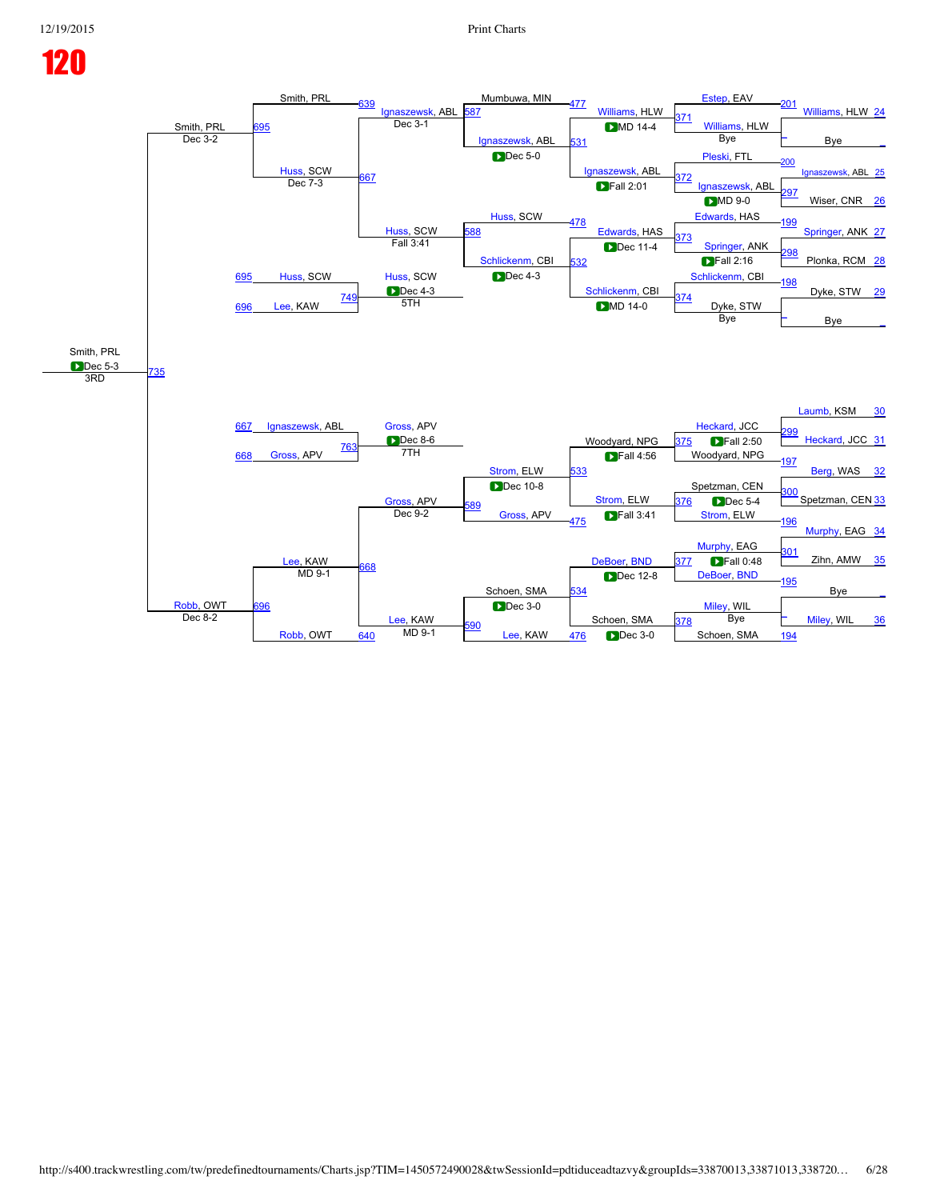# 120

## Consolation Bracket

**Top half**

| Bout | Wrestler | Result |
| --- | --- | --- |
| 24 | Williams, HLW | |
| – | Bye | |
| 201 | Estep, EAV | |
| 371 | Williams, HLW | Bye |
| 25 | Ignaszewsk, ABL | |
| 26 | Wiser, CNR | |
| 297 | Ignaszewsk, ABL | MD 9-0 |
| 200 | Pleski, FTL | |
| 372 | Ignaszewsk, ABL | Fall 2:01 |
| 477 | Williams, HLW | MD 14-4 |
| 27 | Springer, ANK | |
| 28 | Plonka, RCM | |
| 298 | Springer, ANK | Fall 2:16 |
| 199 | Edwards, HAS | |
| 373 | Edwards, HAS | Dec 11-4 |
| 29 | Dyke, STW | |
| – | Bye | |
| 198 | Schlickenm, CBI | |
| 374 | Dyke, STW | Bye |
| 478 | Schlickenm, CBI | MD 14-0 |
| 531 | Ignaszewsk, ABL | Dec 5-0 |
| 532 | Schlickenm, CBI | Dec 4-3 |
| 587 | Mumbuwa, MIN / Ignaszewsk, ABL | Dec 3-1 |
| 588 | Huss, SCW | Fall 3:41 |
| 639 | Smith, PRL | |
| 667 | Huss, SCW | Dec 7-3 |
| 695 | Smith, PRL | Dec 3-2 |

**Bottom half**

| Bout | Wrestler | Result |
| --- | --- | --- |
| 30 | Laumb, KSM | |
| 31 | Heckard, JCC | |
| 299 | Heckard, JCC | Fall 2:50 |
| 197 | Woodyard, NPG | |
| 375 | Woodyard, NPG | Fall 4:56 |
| 32 | Berg, WAS | |
| 33 | Spetzman, CEN | |
| 300 | Spetzman, CEN | Dec 5-4 |
| 196 | Strom, ELW | |
| 376 | Strom, ELW | Fall 3:41 |
| 34 | Murphy, EAG | |
| 35 | Zihn, AMW | |
| 301 | Murphy, EAG | Fall 0:48 |
| 195 | DeBoer, BND | |
| 377 | DeBoer, BND | Dec 12-8 |
| – | Bye | |
| 36 | Miley, WIL | |
| 194 | Schoen, SMA | |
| 378 | Miley, WIL | Bye |
| 476 | Schoen, SMA | Dec 3-0 |
| 475 | Gross, APV | |
| 533 | Strom, ELW | Dec 10-8 |
| 534 | Schoen, SMA | Dec 3-0 |
| 589 | Gross, APV | Dec 9-2 |
| 590 | Lee, KAW | MD 9-1 |
| 640 | Robb, OWT | |
| 668 | Lee, KAW | MD 9-1 |
| 696 | Robb, OWT | Dec 8-2 |

## Placement Matches

| Bout | Wrestler 1 | Wrestler 2 | Winner | Result | Place |
| --- | --- | --- | --- | --- | --- |
| 735 | Smith, PRL (695) | Robb, OWT (696) | Smith, PRL | Dec 5-3 | 3RD |
| 749 | Huss, SCW (695) | Lee, KAW (696) | Huss, SCW | Dec 4-3 | 5TH |
| 763 | Ignaszewsk, ABL (667) | Gross, APV (668) | Gross, APV | Dec 8-6 | 7TH |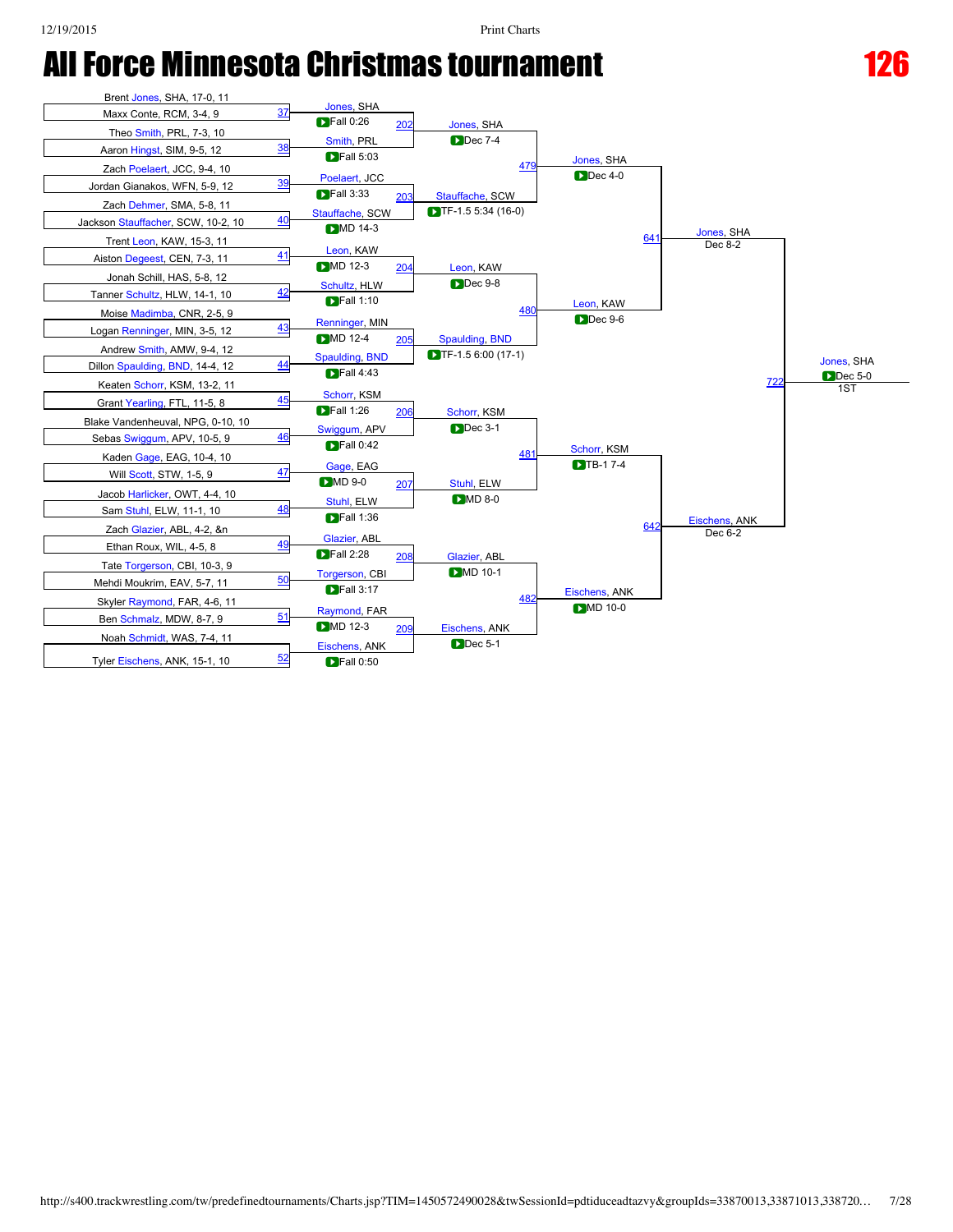# All Force Minnesota Christmas tournament

## 126

### First Round

| Bout | Wrestler 1 | Wrestler 2 | Winner | Result |
|---|---|---|---|---|
| 37 | Brent Jones, SHA, 17-0, 11 | Maxx Conte, RCM, 3-4, 9 | Jones, SHA | Fall 0:26 |
| 38 | Theo Smith, PRL, 7-3, 10 | Aaron Hingst, SIM, 9-5, 12 | Smith, PRL | Fall 5:03 |
| 39 | Zach Poelaert, JCC, 9-4, 10 | Jordan Gianakos, WFN, 5-9, 12 | Poelaert, JCC | Fall 3:33 |
| 40 | Zach Dehmer, SMA, 5-8, 11 | Jackson Stauffacher, SCW, 10-2, 10 | Stauffache, SCW | MD 14-3 |
| 41 | Trent Leon, KAW, 15-3, 11 | Aiston Degeest, CEN, 7-3, 11 | Leon, KAW | MD 12-3 |
| 42 | Jonah Schill, HAS, 5-8, 12 | Tanner Schultz, HLW, 14-1, 10 | Schultz, HLW | Fall 1:10 |
| 43 | Moise Madimba, CNR, 2-5, 9 | Logan Renninger, MIN, 3-5, 12 | Renninger, MIN | MD 12-4 |
| 44 | Andrew Smith, AMW, 9-4, 12 | Dillon Spaulding, BND, 14-4, 12 | Spaulding, BND | Fall 4:43 |
| 45 | Keaten Schorr, KSM, 13-2, 11 | Grant Yearling, FTL, 11-5, 8 | Schorr, KSM | Fall 1:26 |
| 46 | Blake Vandenheuval, NPG, 0-10, 10 | Sebas Swiggum, APV, 10-5, 9 | Swiggum, APV | Fall 0:42 |
| 47 | Kaden Gage, EAG, 10-4, 10 | Will Scott, STW, 1-5, 9 | Gage, EAG | MD 9-0 |
| 48 | Jacob Harlicker, OWT, 4-4, 10 | Sam Stuhl, ELW, 11-1, 10 | Stuhl, ELW | Fall 1:36 |
| 49 | Zach Glazier, ABL, 4-2, &n | Ethan Roux, WIL, 4-5, 8 | Glazier, ABL | Fall 2:28 |
| 50 | Tate Torgerson, CBI, 10-3, 9 | Mehdi Moukrim, EAV, 5-7, 11 | Torgerson, CBI | Fall 3:17 |
| 51 | Skyler Raymond, FAR, 4-6, 11 | Ben Schmalz, MDW, 8-7, 9 | Raymond, FAR | MD 12-3 |
| 52 | Noah Schmidt, WAS, 7-4, 11 | Tyler Eischens, ANK, 15-1, 10 | Eischens, ANK | Fall 0:50 |

### Second Round

| Bout | Winner | Result |
|---|---|---|
| 202 | Jones, SHA | Dec 7-4 |
| 203 | Stauffache, SCW | TF-1.5 5:34 (16-0) |
| 204 | Leon, KAW | Dec 9-8 |
| 205 | Spaulding, BND | TF-1.5 6:00 (17-1) |
| 206 | Schorr, KSM | Dec 3-1 |
| 207 | Stuhl, ELW | MD 8-0 |
| 208 | Glazier, ABL | MD 10-1 |
| 209 | Eischens, ANK | Dec 5-1 |

### Quarterfinals

| Bout | Winner | Result |
|---|---|---|
| 479 | Jones, SHA | Dec 4-0 |
| 480 | Leon, KAW | Dec 9-6 |
| 481 | Schorr, KSM | TB-1 7-4 |
| 482 | Eischens, ANK | MD 10-0 |

### Semifinals

| Bout | Winner | Result |
|---|---|---|
| 641 | Jones, SHA | Dec 8-2 |
| 642 | Eischens, ANK | Dec 6-2 |

### Final

| Bout | Winner | Result |
|---|---|---|
| 722 | Jones, SHA | Dec 5-0 |

1ST: Jones, SHA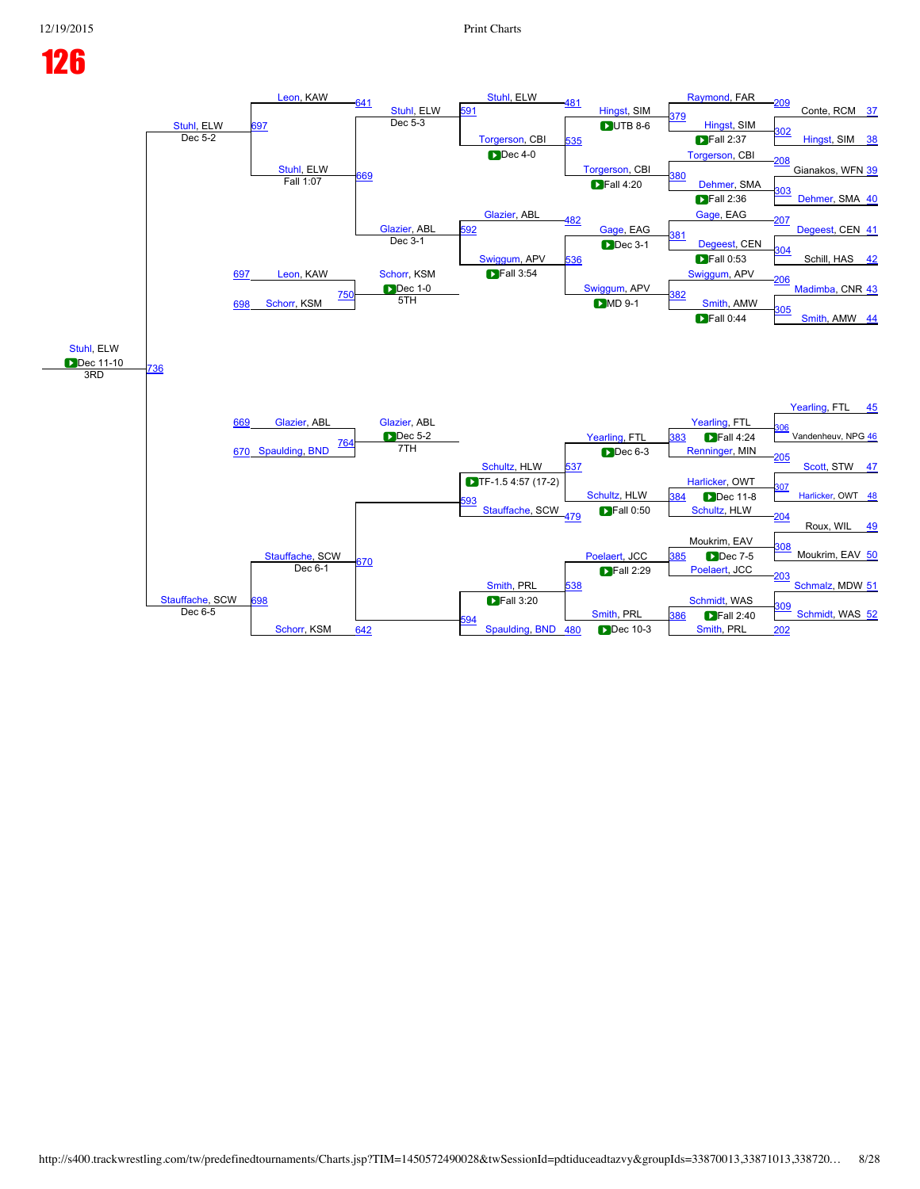# 126

## Consolation Bracket

### Round 1 (Bouts 202–209)

| Bout | Wrestler 1 | Wrestler 2 | Winner | Result |
| --- | --- | --- | --- | --- |
| 209 | Raymond, FAR | Conte, RCM (37) | Raymond, FAR | |
| 208 | Torgerson, CBI | Gianakos, WFN (39) | Torgerson, CBI | |
| 207 | Gage, EAG | Degeest, CEN (41) | Gage, EAG | |
| 206 | Swiggum, APV | Madimba, CNR (43) | Swiggum, APV | |
| 205 | Yearling, FTL (45) | Vandenheuv, NPG (46) → 306 | Renninger, MIN | |
| 204 | Harlicker, OWT | Scott, STW (47) | Schultz, HLW | |
| 203 | Moukrim, EAV | Roux, WIL (49) | Poelaert, JCC | |
| 202 | Schmalz, MDW (51) | Schmidt, WAS (52) | Smith, PRL | |

### Pigtail Bouts (302–309)

| Bout | Wrestler 1 | Wrestler 2 | Winner | Result |
| --- | --- | --- | --- | --- |
| 302 | Conte, RCM (37) | Hingst, SIM (38) | Hingst, SIM | Fall 2:37 |
| 303 | Gianakos, WFN (39) | Dehmer, SMA (40) | Dehmer, SMA | Fall 2:36 |
| 304 | Degeest, CEN (41) | Schill, HAS (42) | Degeest, CEN | Fall 0:53 |
| 305 | Madimba, CNR (43) | Smith, AMW (44) | Smith, AMW | Fall 0:44 |
| 306 | Yearling, FTL (45) | Vandenheuv, NPG (46) | Yearling, FTL | |
| 307 | Scott, STW (47) | Harlicker, OWT (48) | Harlicker, OWT | |
| 308 | Roux, WIL (49) | Moukrim, EAV (50) | Moukrim, EAV | |
| 309 | Schmalz, MDW (51) | Schmidt, WAS (52) | Schmidt, WAS | |

### Round 2 (Bouts 379–386)

| Bout | Wrestler 1 | Wrestler 2 | Winner | Result |
| --- | --- | --- | --- | --- |
| 379 | Raymond, FAR | Hingst, SIM | Hingst, SIM | UTB 8-6 |
| 380 | Torgerson, CBI | Dehmer, SMA | Torgerson, CBI | Fall 4:20 |
| 381 | Gage, EAG | Degeest, CEN | Gage, EAG | Dec 3-1 |
| 382 | Swiggum, APV | Smith, AMW | Swiggum, APV | MD 9-1 |
| 383 | Yearling, FTL | Renninger, MIN | Yearling, FTL | Fall 4:24 |
| 384 | Harlicker, OWT | Schultz, HLW | Schultz, HLW | Dec 11-8 |
| 385 | Moukrim, EAV | Poelaert, JCC | Poelaert, JCC | Dec 7-5 |
| 386 | Schmidt, WAS | Smith, PRL | Smith, PRL | Fall 2:40 |

### Round 3 (Bouts 535–538, 479–482)

| Bout | Wrestler 1 | Wrestler 2 | Winner | Result |
| --- | --- | --- | --- | --- |
| 535 | Hingst, SIM | Torgerson, CBI | Torgerson, CBI | Dec 4-0 |
| 536 | Gage, EAG | Swiggum, APV | Swiggum, APV | Fall 3:54 |
| 537 | Yearling, FTL | Schultz, HLW | Schultz, HLW | TF-1.5 4:57 (17-2) |
| 538 | Poelaert, JCC | Smith, PRL | Smith, PRL | Fall 3:20 |

### Round 4 (Bouts 591–594)

| Bout | Wrestler 1 | Wrestler 2 | Winner | Result |
| --- | --- | --- | --- | --- |
| 591 | Stuhl, ELW (481) | Torgerson, CBI | Stuhl, ELW | Dec 5-3 |
| 592 | Glazier, ABL (482) | Swiggum, APV | Glazier, ABL | Dec 3-1 |
| 593 | Schultz, HLW | Stauffache, SCW (479) | Stauffache, SCW | |
| 594 | Smith, PRL | Spaulding, BND (480) | Spaulding, BND | Dec 10-3 |

### Consolation Semifinals (Bouts 669–670)

| Bout | Wrestler 1 | Wrestler 2 | Winner | Result |
| --- | --- | --- | --- | --- |
| 669 | Stuhl, ELW | Glazier, ABL | Stuhl, ELW | Fall 1:07 |
| 670 | Stauffache, SCW | Spaulding, BND | Stauffache, SCW | Dec 6-1 |

### Bouts 697–698

| Bout | Wrestler 1 | Wrestler 2 | Winner | Result |
| --- | --- | --- | --- | --- |
| 697 | Leon, KAW (641) | Stuhl, ELW | Stuhl, ELW | Dec 5-2 |
| 698 | Stauffache, SCW | Schorr, KSM (642) | Stauffache, SCW | Dec 6-5 |

### 3rd Place (Bout 736)

| Bout | Wrestler 1 | Wrestler 2 | Winner | Result |
| --- | --- | --- | --- | --- |
| 736 | Stuhl, ELW | Stauffache, SCW | Stuhl, ELW | Dec 11-10 — 3RD |

### 5th Place (Bout 750)

| Bout | Wrestler 1 | Wrestler 2 | Winner | Result |
| --- | --- | --- | --- | --- |
| 750 | Leon, KAW (697) | Schorr, KSM (698) | Schorr, KSM | Dec 1-0 — 5TH |

### 7th Place (Bout 764)

| Bout | Wrestler 1 | Wrestler 2 | Winner | Result |
| --- | --- | --- | --- | --- |
| 764 | Glazier, ABL (669) | Spaulding, BND (670) | Glazier, ABL | Dec 5-2 — 7TH |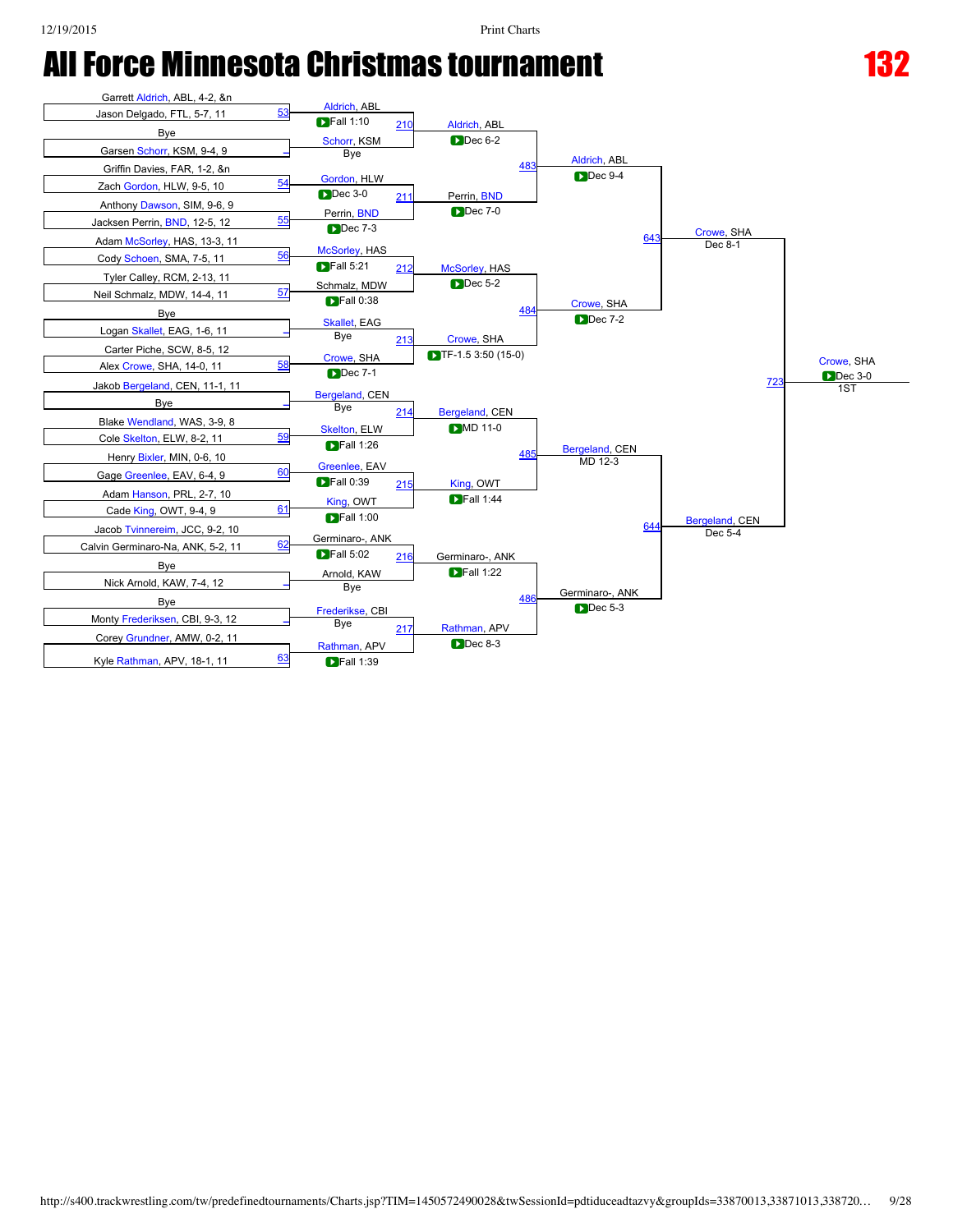# All Force Minnesota Christmas tournament

## 132

### First Round

| Match | Wrestler 1 | Wrestler 2 | Winner | Result |
|---|---|---|---|---|
| 53 | Garrett Aldrich, ABL, 4-2, &n | Jason Delgado, FTL, 5-7, 11 | Aldrich, ABL | Fall 1:10 |
| – | Bye | Garsen Schorr, KSM, 9-4, 9 | Schorr, KSM | Bye |
| 54 | Griffin Davies, FAR, 1-2, &n | Zach Gordon, HLW, 9-5, 10 | Gordon, HLW | Dec 3-0 |
| 55 | Anthony Dawson, SIM, 9-6, 9 | Jacksen Perrin, BND, 12-5, 12 | Perrin, BND | Dec 7-3 |
| 56 | Adam McSorley, HAS, 13-3, 11 | Cody Schoen, SMA, 7-5, 11 | McSorley, HAS | Fall 5:21 |
| 57 | Tyler Calley, RCM, 2-13, 11 | Neil Schmalz, MDW, 14-4, 11 | Schmalz, MDW | Fall 0:38 |
| – | Bye | Logan Skallet, EAG, 1-6, 11 | Skallet, EAG | Bye |
| 58 | Carter Piche, SCW, 8-5, 12 | Alex Crowe, SHA, 14-0, 11 | Crowe, SHA | Dec 7-1 |
| – | Jakob Bergeland, CEN, 11-1, 11 | Bye | Bergeland, CEN | Bye |
| 59 | Blake Wendland, WAS, 3-9, 8 | Cole Skelton, ELW, 8-2, 11 | Skelton, ELW | Fall 1:26 |
| 60 | Henry Bixler, MIN, 0-6, 10 | Gage Greenlee, EAV, 6-4, 9 | Greenlee, EAV | Fall 0:39 |
| 61 | Adam Hanson, PRL, 2-7, 10 | Cade King, OWT, 9-4, 9 | King, OWT | Fall 1:00 |
| 62 | Jacob Tvinnereim, JCC, 9-2, 10 | Calvin Germinaro-Na, ANK, 5-2, 11 | Germinaro-, ANK | Fall 5:02 |
| – | Bye | Nick Arnold, KAW, 7-4, 12 | Arnold, KAW | Bye |
| – | Bye | Monty Frederiksen, CBI, 9-3, 12 | Frederikse, CBI | Bye |
| 63 | Corey Grundner, AMW, 0-2, 11 | Kyle Rathman, APV, 18-1, 11 | Rathman, APV | Fall 1:39 |

### Second Round

| Match | Winner | Result |
|---|---|---|
| 210 | Aldrich, ABL | Dec 6-2 |
| 211 | Perrin, BND | Dec 7-0 |
| 212 | McSorley, HAS | Dec 5-2 |
| 213 | Crowe, SHA | TF-1.5 3:50 (15-0) |
| 214 | Bergeland, CEN | MD 11-0 |
| 215 | King, OWT | Fall 1:44 |
| 216 | Germinaro-, ANK | Fall 1:22 |
| 217 | Rathman, APV | Dec 8-3 |

### Quarterfinals

| Match | Winner | Result |
|---|---|---|
| 483 | Aldrich, ABL | Dec 9-4 |
| 484 | Crowe, SHA | Dec 7-2 |
| 485 | Bergeland, CEN | MD 12-3 |
| 486 | Germinaro-, ANK | Dec 5-3 |

### Semifinals

| Match | Winner | Result |
|---|---|---|
| 643 | Crowe, SHA | Dec 8-1 |
| 644 | Bergeland, CEN | Dec 5-4 |

### Final

| Match | Winner | Result |
|---|---|---|
| 723 | Crowe, SHA | Dec 3-0 |

1ST: Crowe, SHA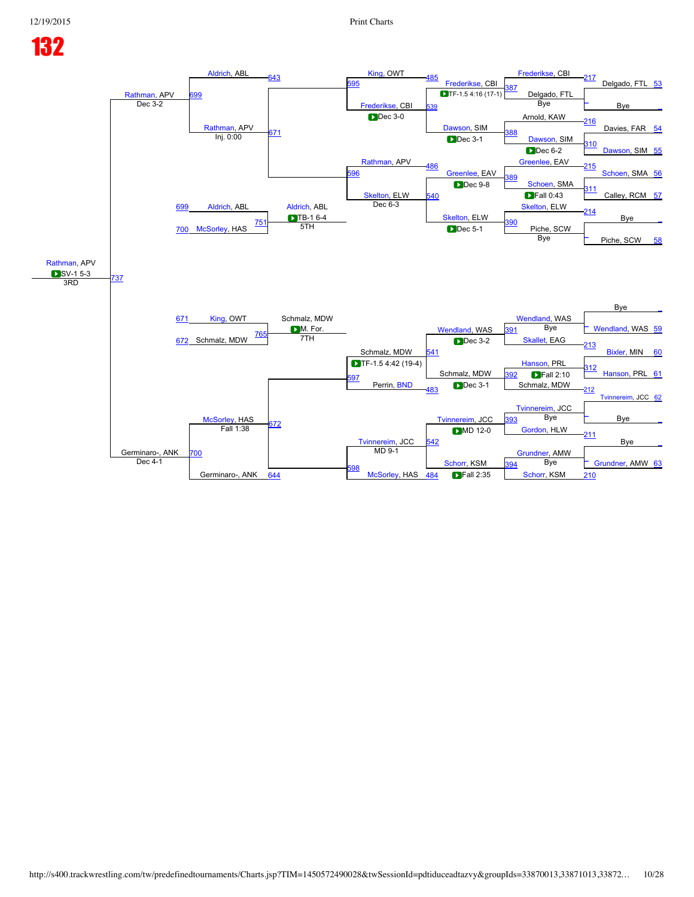# 132

## Championship Bracket

### First Round
| Bout | Wrestler A | Wrestler B | Winner | Result |
|---|---|---|---|---|
| 53 | Delgado, FTL | Bye | Delgado, FTL | Bye |
| 54 | Davies, FAR | Arnold, KAW | Arnold, KAW | |
| 55 | Dawson, SIM | | | |
| 310 | Arnold, KAW | Dawson, SIM | Dawson, SIM | Dec 6-2 |
| 56 | Schoen, SMA | | | |
| 57 | Calley, RCM | | | |
| 311 | Schoen, SMA | Calley, RCM | Schoen, SMA | Fall 0:43 |
| 58 | Bye | Piche, SCW | Piche, SCW | Bye |
| 59 | Bye | Wendland, WAS | Wendland, WAS | Bye |
| 60 | Bixler, MIN | | | |
| 61 | Hanson, PRL | | | |
| 312 | Bixler, MIN | Hanson, PRL | Hanson, PRL | Fall 2:10 |
| 62 | Tvinnereim, JCC | Bye | Tvinnereim, JCC | Bye |
| 63 | Bye | Grundner, AMW | Grundner, AMW | Bye |

### Second Round
| Bout | Wrestler A | Wrestler B | Winner | Result |
|---|---|---|---|---|
| 217 / 216 → 387 | Frederikse, CBI | Delgado, FTL | Frederikse, CBI | TF-1.5 4:16 (17-1) |
| 388 | Arnold, KAW | Dawson, SIM | Dawson, SIM | Dec 3-1 |
| 389 | Greenlee, EAV | Schoen, SMA | Greenlee, EAV | Dec 9-8 |
| 390 | Skelton, ELW | Piche, SCW | Skelton, ELW | Dec 5-1 |
| 391 | Wendland, WAS | Skallet, EAG | Wendland, WAS | Dec 3-2 |
| 392 | Hanson, PRL | Schmalz, MDW | Schmalz, MDW | Dec 3-1 |
| 393 | Tvinnereim, JCC | Gordon, HLW | Tvinnereim, JCC | MD 12-0 |
| 394 | Grundner, AMW | Schorr, KSM | Schorr, KSM | Fall 2:35 |

### Quarterfinals
| Bout | Wrestler A | Wrestler B | Winner | Result |
|---|---|---|---|---|
| 485 / 539 → 595 | King, OWT | Frederikse, CBI | Frederikse, CBI | Dec 3-0 |
| 486 / 540 → 596 | Rathman, APV | Skelton, ELW | Rathman, APV | Dec 6-3 |
| 541 / 483 → 597 | Schmalz, MDW | Perrin, BND | Schmalz, MDW | TF-1.5 4:42 (19-4) |
| 542 / 484 → 598 | Tvinnereim, JCC | McSorley, HAS | Tvinnereim, JCC | MD 9-1 |

### Semifinals / Consolation
| Bout | Wrestler A | Wrestler B | Winner | Result |
|---|---|---|---|---|
| 643 / 671 → 699 | Aldrich, ABL | Rathman, APV | Rathman, APV | Inj. 0:00 |
| 672 / 644 → 700 | McSorley, HAS | Germinaro-, ANK | McSorley, HAS | Fall 1:38 |
| 699 / 700 → 737 | Rathman, APV | Germinaro-, ANK | Rathman, APV | Dec 3-2 / Dec 4-1 |

### Placement Matches
| Bout | Wrestler A | Wrestler B | Winner | Result | Place |
|---|---|---|---|---|---|
| 737 | Rathman, APV | Germinaro-, ANK | Rathman, APV | SV-1 5-3 | 3RD |
| 751 | Aldrich, ABL (699) | McSorley, HAS (700) | Aldrich, ABL | TB-1 6-4 | 5TH |
| 765 | King, OWT (671) | Schmalz, MDW (672) | Schmalz, MDW | M. For. | 7TH |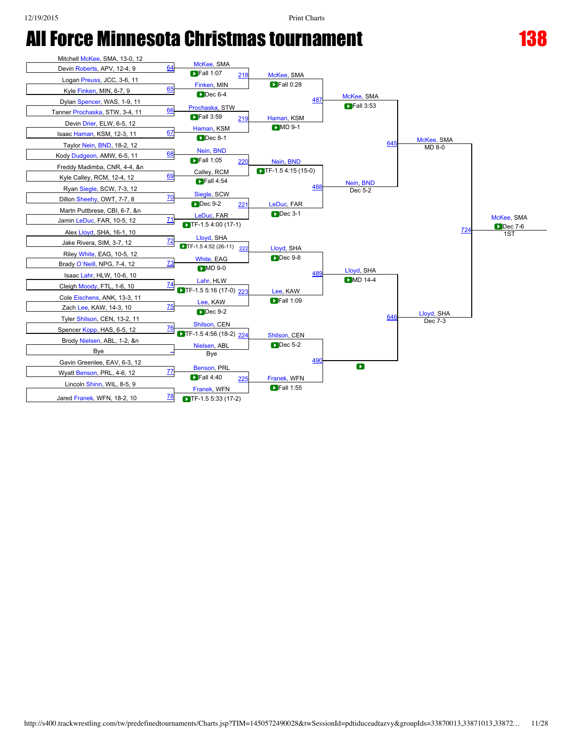# All Force Minnesota Christmas tournament

## 138

### First Round

| Bout | Wrestler 1 | Wrestler 2 | Winner | Result |
|---|---|---|---|---|
| 64 | Mitchell McKee, SMA, 13-0, 12 | Devin Roberts, APV, 12-4, 9 | McKee, SMA | Fall 1:07 |
| 65 | Logan Preuss, JCC, 3-6, 11 | Kyle Finken, MIN, 6-7, 9 | Finken, MIN | Dec 6-4 |
| 66 | Dylan Spencer, WAS, 1-9, 11 | Tanner Prochaska, STW, 3-4, 11 | Prochaska, STW | Fall 3:59 |
| 67 | Devin Drier, ELW, 6-5, 12 | Isaac Haman, KSM, 12-3, 11 | Haman, KSM | Dec 8-1 |
| 68 | Taylor Nein, BND, 18-2, 12 | Kody Dudgeon, AMW, 6-5, 11 | Nein, BND | Fall 1:05 |
| 69 | Freddy Madimba, CNR, 4-4, &n | Kyle Calley, RCM, 12-4, 12 | Calley, RCM | Fall 4:54 |
| 70 | Ryan Siegle, SCW, 7-3, 12 | Dillon Sheehy, OWT, 7-7, 8 | Siegle, SCW | Dec 9-2 |
| 71 | Martn Puttbrese, CBI, 6-7, &n | Jamin LeDuc, FAR, 10-5, 12 | LeDuc, FAR | TF-1.5 4:00 (17-1) |
| 72 | Alex Lloyd, SHA, 16-1, 10 | Jake Rivera, SIM, 3-7, 12 | Lloyd, SHA | TF-1.5 4:52 (26-11) |
| 73 | Riley White, EAG, 10-5, 12 | Brady O`Neill, NPG, 7-4, 12 | White, EAG | MD 9-0 |
| 74 | Isaac Lahr, HLW, 10-6, 10 | Cleigh Moody, FTL, 1-6, 10 | Lahr, HLW | TF-1.5 5:16 (17-0) |
| 75 | Cole Eischens, ANK, 13-3, 11 | Zach Lee, KAW, 14-3, 10 | Lee, KAW | Dec 9-2 |
| 76 | Tyler Shilson, CEN, 13-2, 11 | Spencer Kopp, HAS, 6-5, 12 | Shilson, CEN | TF-1.5 4:56 (18-2) |
| - | Brody Nielsen, ABL, 1-2, &n | Bye | Nielsen, ABL | Bye |
| 77 | Gavin Greenlee, EAV, 6-3, 12 | Wyatt Benson, PRL, 4-6, 12 | Benson, PRL | Fall 4:40 |
| 78 | Lincoln Shinn, WIL, 8-5, 9 | Jared Franek, WFN, 18-2, 10 | Franek, WFN | TF-1.5 5:33 (17-2) |

### Second Round

| Bout | Wrestler 1 | Wrestler 2 | Winner | Result |
|---|---|---|---|---|
| 218 | McKee, SMA | Finken, MIN | McKee, SMA | Fall 0:28 |
| 219 | Prochaska, STW | Haman, KSM | Haman, KSM | MD 9-1 |
| 220 | Nein, BND | Calley, RCM | Nein, BND | TF-1.5 4:15 (15-0) |
| 221 | Siegle, SCW | LeDuc, FAR | LeDuc, FAR | Dec 3-1 |
| 222 | Lloyd, SHA | White, EAG | Lloyd, SHA | Dec 9-8 |
| 223 | Lahr, HLW | Lee, KAW | Lee, KAW | Fall 1:09 |
| 224 | Shilson, CEN | Nielsen, ABL | Shilson, CEN | Dec 5-2 |
| 225 | Benson, PRL | Franek, WFN | Franek, WFN | Fall 1:55 |

### Quarterfinals

| Bout | Wrestler 1 | Wrestler 2 | Winner | Result |
|---|---|---|---|---|
| 487 | McKee, SMA | Haman, KSM | McKee, SMA | Fall 3:53 |
| 488 | Nein, BND | LeDuc, FAR | Nein, BND | Dec 5-2 |
| 489 | Lloyd, SHA | Lee, KAW | Lloyd, SHA | MD 14-4 |
| 490 | Shilson, CEN | Franek, WFN | | |

### Semifinals

| Bout | Wrestler 1 | Wrestler 2 | Winner | Result |
|---|---|---|---|---|
| 645 | McKee, SMA | Nein, BND | McKee, SMA | MD 8-0 |
| 646 | Lloyd, SHA | | Lloyd, SHA | Dec 7-3 |

### Final

| Bout | Wrestler 1 | Wrestler 2 | Winner | Result |
|---|---|---|---|---|
| 724 | McKee, SMA | Lloyd, SHA | McKee, SMA | Dec 7-6 |

1ST: McKee, SMA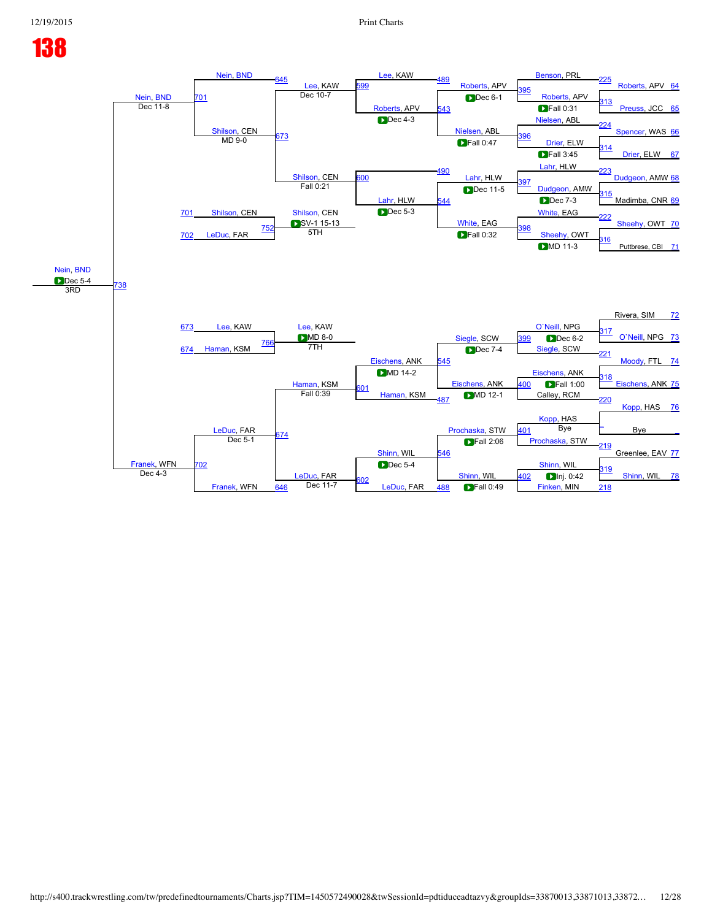# 138

**Championship Bracket (Round 1 → Final)**

| Bout | Wrestler 1 | Wrestler 2 | Winner | Result |
|---|---|---|---|---|
| 225 | Benson, PRL | Roberts, APV 64 | Benson, PRL | |
| 313 | Roberts, APV | Preuss, JCC 65 | Roberts, APV | Fall 0:31 |
| 395 | Benson, PRL | Roberts, APV | Roberts, APV | Dec 6-1 |
| 224 | Nielsen, ABL | Spencer, WAS 66 | Nielsen, ABL | |
| 314 | Drier, ELW | Drier, ELW 67 | Drier, ELW | Fall 3:45 |
| 396 | Nielsen, ABL | Drier, ELW | Nielsen, ABL | Fall 0:47 |
| 223 | Lahr, HLW | Dudgeon, AMW 68 | Lahr, HLW | |
| 315 | Dudgeon, AMW | Madimba, CNR 69 | Dudgeon, AMW | Dec 7-3 |
| 397 | Lahr, HLW | Dudgeon, AMW | Lahr, HLW | Dec 11-5 |
| 222 | White, EAG | Sheehy, OWT 70 | White, EAG | |
| 316 | Sheehy, OWT | Puttbrese, CBI 71 | Sheehy, OWT | MD 11-3 |
| 398 | White, EAG | Sheehy, OWT | White, EAG | Fall 0:32 |
| 489 | Lee, KAW | | Lee, KAW | |
| 543 | Roberts, APV | Nielsen, ABL | Roberts, APV | Dec 4-3 |
| 599 | Lee, KAW | Roberts, APV | Lee, KAW | Dec 10-7 |
| 490 | | | | |
| 544 | Lahr, HLW | White, EAG | Lahr, HLW | Dec 5-3 |
| 600 | Shilson, CEN | Lahr, HLW | Shilson, CEN | Fall 0:21 |
| 645 | Nein, BND | | Nein, BND | |
| 673 | Lee, KAW | Shilson, CEN | Shilson, CEN | MD 9-0 |
| 701 | Nein, BND | Shilson, CEN | Nein, BND | Dec 11-8 |

**Consolation Bracket**

| Bout | Wrestler 1 | Wrestler 2 | Winner | Result |
|---|---|---|---|---|
| 317 | Rivera, SIM 72 | O`Neill, NPG 73 | O`Neill, NPG | |
| 221 | Siegle, SCW | Moody, FTL 74 | Siegle, SCW | |
| 399 | O`Neill, NPG | Siegle, SCW | Siegle, SCW | Dec 6-2 |
| 318 | Eischens, ANK | Eischens, ANK 75 | Eischens, ANK | |
| 220 | Calley, RCM | Kopp, HAS 76 | Calley, RCM | |
| 400 | Eischens, ANK | Calley, RCM | Eischens, ANK | Fall 1:00 |
| 401 | Kopp, HAS | Bye | Prochaska, STW | Bye |
| 219 | Prochaska, STW | Greenlee, EAV 77 | Prochaska, STW | |
| 319 | Shinn, WIL | Shinn, WIL 78 | Shinn, WIL | |
| 218 | Finken, MIN | | Finken, MIN | |
| 402 | Shinn, WIL | Finken, MIN | Shinn, WIL | Inj. 0:42 |
| 545 | Siegle, SCW | Eischens, ANK | Eischens, ANK | Dec 7-4 |
| 487 | Haman, KSM | Eischens, ANK | Eischens, ANK | MD 12-1 |
| 601 | Eischens, ANK | Haman, KSM | Haman, KSM | MD 14-2 |
| 546 | Prochaska, STW | Shinn, WIL | Shinn, WIL | Fall 2:06 |
| 488 | LeDuc, FAR | Shinn, WIL | LeDuc, FAR | Fall 0:49 |
| 602 | Shinn, WIL | LeDuc, FAR | LeDuc, FAR | Dec 5-4 |
| 674 | Haman, KSM | LeDuc, FAR | Haman, KSM | Fall 0:39 |
| 646 | Franek, WFN | LeDuc, FAR | LeDuc, FAR | Dec 11-7 |
| 702 | LeDuc, FAR | Franek, WFN | LeDuc, FAR | Dec 5-1 |
| 738 | Nein, BND | Franek, WFN | Franek, WFN | Dec 4-3 |

**Placement Matches**

| Bout | Wrestler 1 | Wrestler 2 | Winner | Result | Place |
|---|---|---|---|---|---|
| 752 | 701 Shilson, CEN | 702 LeDuc, FAR | Shilson, CEN | SV-1 15-13 | 5TH |
| 766 | 673 Lee, KAW | 674 Haman, KSM | Lee, KAW | MD 8-0 | 7TH |
| 738 | Nein, BND | Franek, WFN | Nein, BND | Dec 5-4 | 3RD |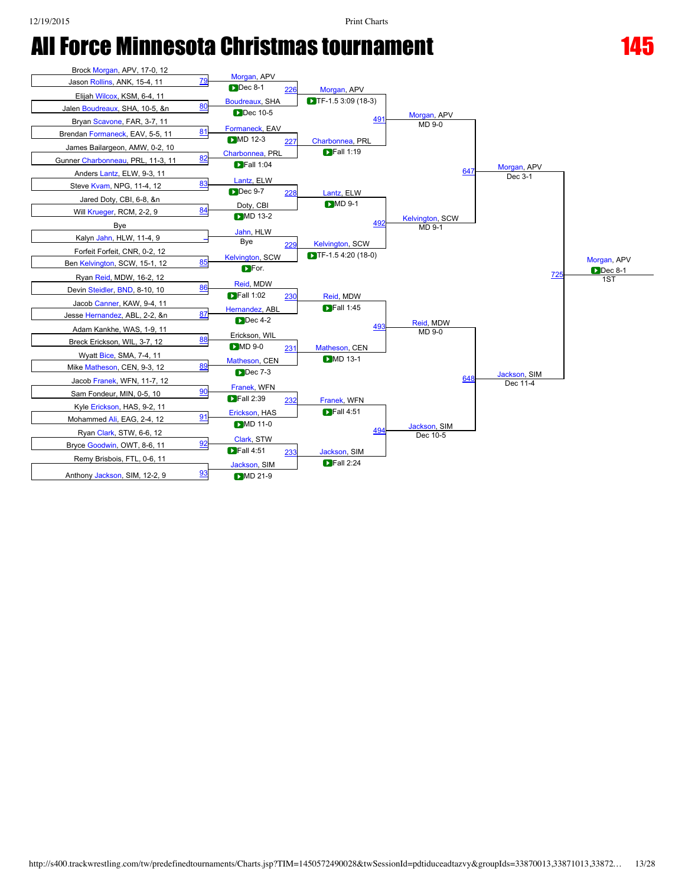# All Force Minnesota Christmas tournament

## 145

### First Round

| Bout | Wrestler 1 | Wrestler 2 | Winner | Result |
|---|---|---|---|---|
| 79 | Brock Morgan, APV, 17-0, 12 | Jason Rollins, ANK, 15-4, 11 | Morgan, APV | Dec 8-1 |
| 80 | Elijah Wilcox, KSM, 6-4, 11 | Jalen Boudreaux, SHA, 10-5, &n | Boudreaux, SHA | Dec 10-5 |
| 81 | Bryan Scavone, FAR, 3-7, 11 | Brendan Formaneck, EAV, 5-5, 11 | Formaneck, EAV | MD 12-3 |
| 82 | James Bailargeon, AMW, 0-2, 10 | Gunner Charbonneau, PRL, 11-3, 11 | Charbonnea, PRL | Fall 1:04 |
| 83 | Anders Lantz, ELW, 9-3, 11 | Steve Kvam, NPG, 11-4, 12 | Lantz, ELW | Dec 9-7 |
| 84 | Jared Doty, CBI, 6-8, &n | Will Krueger, RCM, 2-2, 9 | Doty, CBI | MD 13-2 |
| - | Bye | Kalyn Jahn, HLW, 11-4, 9 | Jahn, HLW | Bye |
| 85 | Forfeit Forfeit, CNR, 0-2, 12 | Ben Kelvington, SCW, 15-1, 12 | Kelvington, SCW | For. |
| 86 | Ryan Reid, MDW, 16-2, 12 | Devin Steidler, BND, 8-10, 10 | Reid, MDW | Fall 1:02 |
| 87 | Jacob Canner, KAW, 9-4, 11 | Jesse Hernandez, ABL, 2-2, &n | Hernandez, ABL | Dec 4-2 |
| 88 | Adam Kankhe, WAS, 1-9, 11 | Breck Erickson, WIL, 3-7, 12 | Erickson, WIL | MD 9-0 |
| 89 | Wyatt Bice, SMA, 7-4, 11 | Mike Matheson, CEN, 9-3, 12 | Matheson, CEN | Dec 7-3 |
| 90 | Jacob Franek, WFN, 11-7, 12 | Sam Fondeur, MIN, 0-5, 10 | Franek, WFN | Fall 2:39 |
| 91 | Kyle Erickson, HAS, 9-2, 11 | Mohammed Ali, EAG, 2-4, 12 | Erickson, HAS | MD 11-0 |
| 92 | Ryan Clark, STW, 6-6, 12 | Bryce Goodwin, OWT, 8-6, 11 | Clark, STW | Fall 4:51 |
| 93 | Remy Brisbois, FTL, 0-6, 11 | Anthony Jackson, SIM, 12-2, 9 | Jackson, SIM | MD 21-9 |

### Second Round

| Bout | Winner | Result |
|---|---|---|
| 226 | Morgan, APV | TF-1.5 3:09 (18-3) |
| 227 | Charbonnea, PRL | Fall 1:19 |
| 228 | Lantz, ELW | MD 9-1 |
| 229 | Kelvington, SCW | TF-1.5 4:20 (18-0) |
| 230 | Reid, MDW | Fall 1:45 |
| 231 | Matheson, CEN | MD 13-1 |
| 232 | Franek, WFN | Fall 4:51 |
| 233 | Jackson, SIM | Fall 2:24 |

### Quarterfinals

| Bout | Winner | Result |
|---|---|---|
| 491 | Morgan, APV | MD 9-0 |
| 492 | Kelvington, SCW | MD 9-1 |
| 493 | Reid, MDW | MD 9-0 |
| 494 | Jackson, SIM | Dec 10-5 |

### Semifinals

| Bout | Winner | Result |
|---|---|---|
| 647 | Morgan, APV | Dec 3-1 |
| 648 | Jackson, SIM | Dec 11-4 |

### Final

| Bout | Winner | Result |
|---|---|---|
| 725 | Morgan, APV | Dec 8-1 |

1ST: Morgan, APV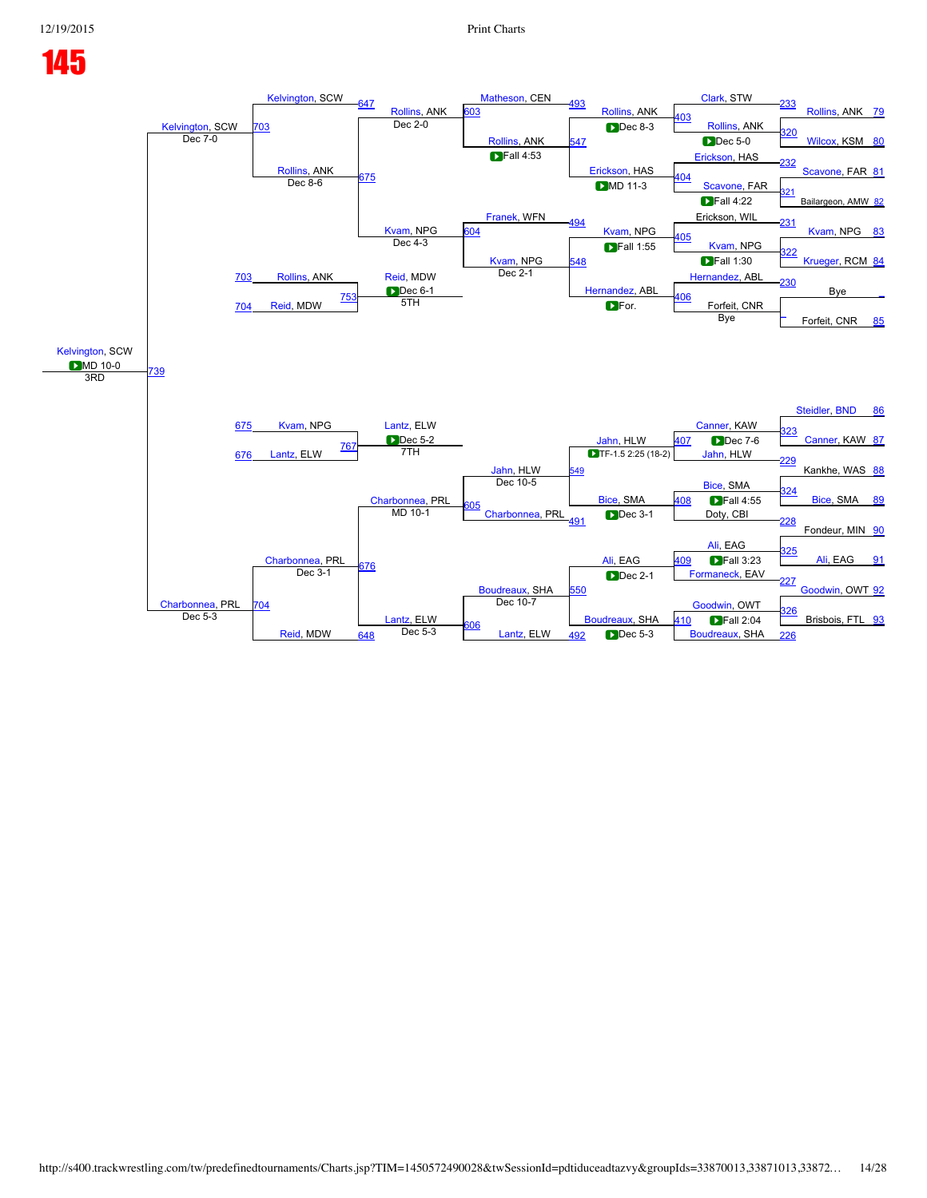# 145

## Consolation Bracket

| Bout | Winner | Result | Opponent |
|---|---|---|---|
| 739 | Kelvington, SCW | MD 10-0 (3RD) | Charbonnea, PRL |
| 703 | Kelvington, SCW | Dec 7-0 | Rollins, ANK |
| 704 | Charbonnea, PRL | Dec 5-3 | Reid, MDW |
| 753 | Reid, MDW | Dec 6-1 (5TH) | Rollins, ANK |
| 767 | Lantz, ELW | Dec 5-2 (7TH) | Kvam, NPG |
| 647 | Kelvington, SCW | | |
| 675 | Rollins, ANK | Dec 8-6 | Kvam, NPG |
| 676 | Charbonnea, PRL | Dec 3-1 | Lantz, ELW |
| 648 | Reid, MDW | | |
| 603 | Rollins, ANK | Dec 2-0 | Matheson, CEN |
| 604 | Kvam, NPG | Dec 4-3 | Franek, WFN |
| 605 | Charbonnea, PRL | MD 10-1 | Jahn, HLW |
| 606 | Lantz, ELW | Dec 5-3 | Boudreaux, SHA |
| 493 | Matheson, CEN | | |
| 547 | Rollins, ANK | Fall 4:53 | Erickson, HAS |
| 494 | Franek, WFN | | |
| 548 | Kvam, NPG | Dec 2-1 | Hernandez, ABL |
| 549 | Jahn, HLW | Dec 10-5 | Charbonnea, PRL |
| 491 | Charbonnea, PRL | | |
| 550 | Boudreaux, SHA | Dec 10-7 | Lantz, ELW |
| 492 | Lantz, ELW | | |
| 403 | Rollins, ANK | Dec 8-3 | Clark, STW |
| 404 | Erickson, HAS | MD 11-3 | Scavone, FAR |
| 405 | Kvam, NPG | Fall 1:55 | Erickson, WIL |
| 406 | Hernandez, ABL | For. | Forfeit, CNR |
| 407 | Jahn, HLW | TF-1.5 2:25 (18-2) | Canner, KAW |
| 408 | Bice, SMA | Dec 3-1 | Doty, CBI |
| 409 | Ali, EAG | Dec 2-1 | Formaneck, EAV |
| 410 | Boudreaux, SHA | Dec 5-3 | Goodwin, OWT |
| 233 | Clark, STW | | |
| 320 | Rollins, ANK | Dec 5-0 | Wilcox, KSM |
| 232 | Erickson, HAS | | |
| 321 | Scavone, FAR | Fall 4:22 | Bailargeon, AMW |
| 231 | Erickson, WIL | | |
| 322 | Kvam, NPG | Fall 1:30 | Krueger, RCM |
| 230 | Hernandez, ABL | | |
| | Forfeit, CNR | Bye | |
| 323 | Canner, KAW | Dec 7-6 | Steidler, BND |
| 229 | Jahn, HLW | | |
| 324 | Bice, SMA | Fall 4:55 | Kankhe, WAS |
| 228 | Doty, CBI | | |
| 325 | Ali, EAG | Fall 3:23 | Fondeur, MIN |
| 227 | Formaneck, EAV | | |
| 326 | Goodwin, OWT | Fall 2:04 | Brisbois, FTL |
| 226 | Boudreaux, SHA | | |

## First Round Entries

| Bout | Wrestler |
|---|---|
| 79 | Rollins, ANK |
| 80 | Wilcox, KSM |
| 81 | Scavone, FAR |
| 82 | Bailargeon, AMW |
| 83 | Kvam, NPG |
| 84 | Krueger, RCM |
| – | Bye |
| 85 | Forfeit, CNR |
| 86 | Steidler, BND |
| 87 | Canner, KAW |
| 88 | Kankhe, WAS |
| 89 | Bice, SMA |
| 90 | Fondeur, MIN |
| 91 | Ali, EAG |
| 92 | Goodwin, OWT |
| 93 | Brisbois, FTL |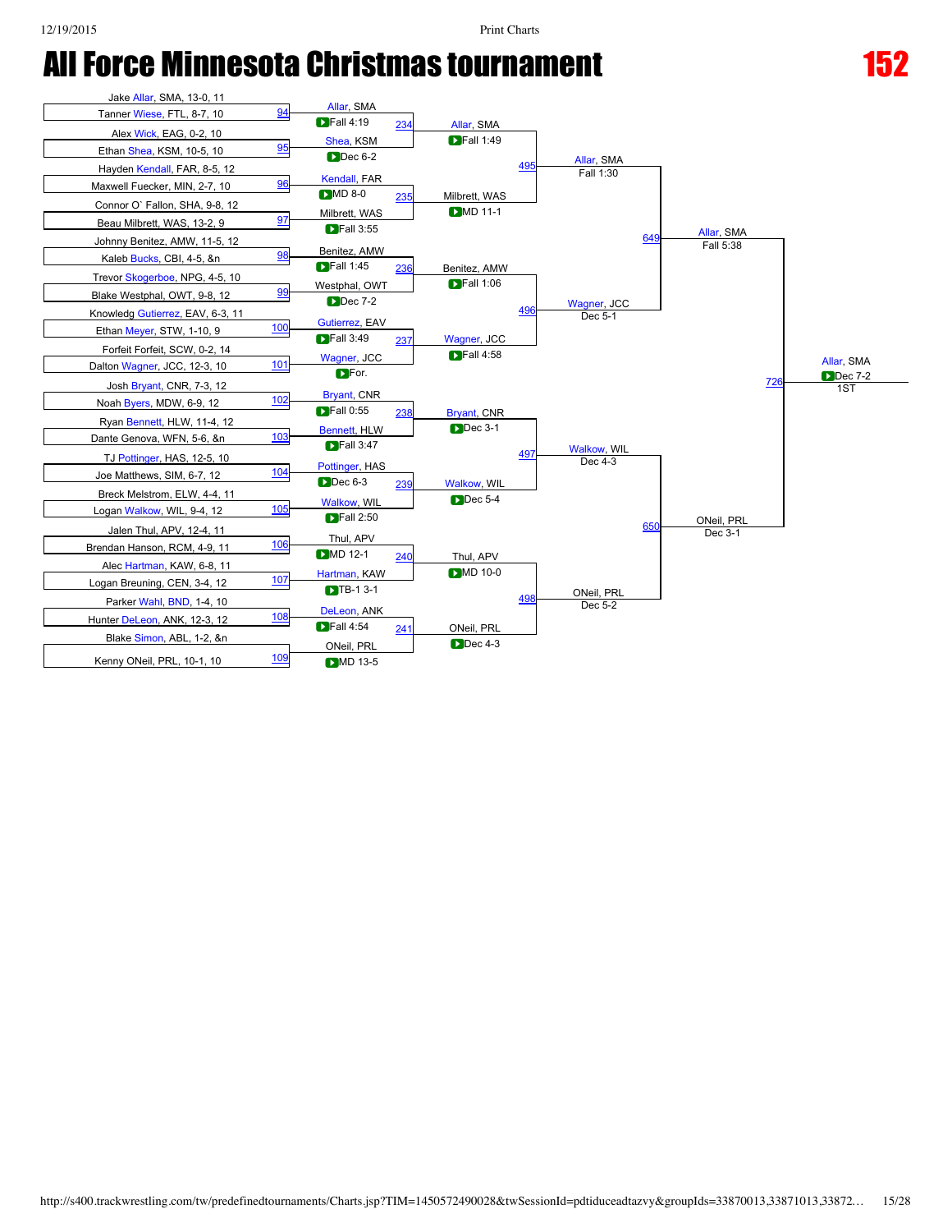# All Force Minnesota Christmas tournament

## 152

### First Round

| Match | Wrestler 1 | Wrestler 2 | Winner | Result |
|---|---|---|---|---|
| 94 | Jake Allar, SMA, 13-0, 11 | Tanner Wiese, FTL, 8-7, 10 | Allar, SMA | Fall 4:19 |
| 95 | Alex Wick, EAG, 0-2, 10 | Ethan Shea, KSM, 10-5, 10 | Shea, KSM | Dec 6-2 |
| 96 | Hayden Kendall, FAR, 8-5, 12 | Maxwell Fuecker, MIN, 2-7, 10 | Kendall, FAR | MD 8-0 |
| 97 | Connor O` Fallon, SHA, 9-8, 12 | Beau Milbrett, WAS, 13-2, 9 | Milbrett, WAS | Fall 3:55 |
| 98 | Johnny Benitez, AMW, 11-5, 12 | Kaleb Bucks, CBI, 4-5, &n | Benitez, AMW | Fall 1:45 |
| 99 | Trevor Skogerboe, NPG, 4-5, 10 | Blake Westphal, OWT, 9-8, 12 | Westphal, OWT | Dec 7-2 |
| 100 | Knowledg Gutierrez, EAV, 6-3, 11 | Ethan Meyer, STW, 1-10, 9 | Gutierrez, EAV | Fall 3:49 |
| 101 | Forfeit Forfeit, SCW, 0-2, 14 | Dalton Wagner, JCC, 12-3, 10 | Wagner, JCC | For. |
| 102 | Josh Bryant, CNR, 7-3, 12 | Noah Byers, MDW, 6-9, 12 | Bryant, CNR | Fall 0:55 |
| 103 | Ryan Bennett, HLW, 11-4, 12 | Dante Genova, WFN, 5-6, &n | Bennett, HLW | Fall 3:47 |
| 104 | TJ Pottinger, HAS, 12-5, 10 | Joe Matthews, SIM, 6-7, 12 | Pottinger, HAS | Dec 6-3 |
| 105 | Breck Melstrom, ELW, 4-4, 11 | Logan Walkow, WIL, 9-4, 12 | Walkow, WIL | Fall 2:50 |
| 106 | Jalen Thul, APV, 12-4, 11 | Brendan Hanson, RCM, 4-9, 11 | Thul, APV | MD 12-1 |
| 107 | Alec Hartman, KAW, 6-8, 11 | Logan Breuning, CEN, 3-4, 12 | Hartman, KAW | TB-1 3-1 |
| 108 | Parker Wahl, BND, 1-4, 10 | Hunter DeLeon, ANK, 12-3, 12 | DeLeon, ANK | Fall 4:54 |
| 109 | Blake Simon, ABL, 1-2, &n | Kenny ONeil, PRL, 10-1, 10 | ONeil, PRL | MD 13-5 |

### Second Round

| Match | Wrestler 1 | Wrestler 2 | Winner | Result |
|---|---|---|---|---|
| 234 | Allar, SMA | Shea, KSM | Allar, SMA | Fall 1:49 |
| 235 | Kendall, FAR | Milbrett, WAS | Milbrett, WAS | MD 11-1 |
| 236 | Benitez, AMW | Westphal, OWT | Benitez, AMW | Fall 1:06 |
| 237 | Gutierrez, EAV | Wagner, JCC | Wagner, JCC | Fall 4:58 |
| 238 | Bryant, CNR | Bennett, HLW | Bryant, CNR | Dec 3-1 |
| 239 | Pottinger, HAS | Walkow, WIL | Walkow, WIL | Dec 5-4 |
| 240 | Thul, APV | Hartman, KAW | Thul, APV | MD 10-0 |
| 241 | DeLeon, ANK | ONeil, PRL | ONeil, PRL | Dec 4-3 |

### Quarterfinals

| Match | Wrestler 1 | Wrestler 2 | Winner | Result |
|---|---|---|---|---|
| 495 | Allar, SMA | Milbrett, WAS | Allar, SMA | Fall 1:30 |
| 496 | Benitez, AMW | Wagner, JCC | Wagner, JCC | Dec 5-1 |
| 497 | Bryant, CNR | Walkow, WIL | Walkow, WIL | Dec 4-3 |
| 498 | Thul, APV | ONeil, PRL | ONeil, PRL | Dec 5-2 |

### Semifinals

| Match | Wrestler 1 | Wrestler 2 | Winner | Result |
|---|---|---|---|---|
| 649 | Allar, SMA | Wagner, JCC | Allar, SMA | Fall 5:38 |
| 650 | Walkow, WIL | ONeil, PRL | ONeil, PRL | Dec 3-1 |

### Final

| Match | Wrestler 1 | Wrestler 2 | Winner | Result |
|---|---|---|---|---|
| 726 | Allar, SMA | ONeil, PRL | Allar, SMA | Dec 7-2 (1ST) |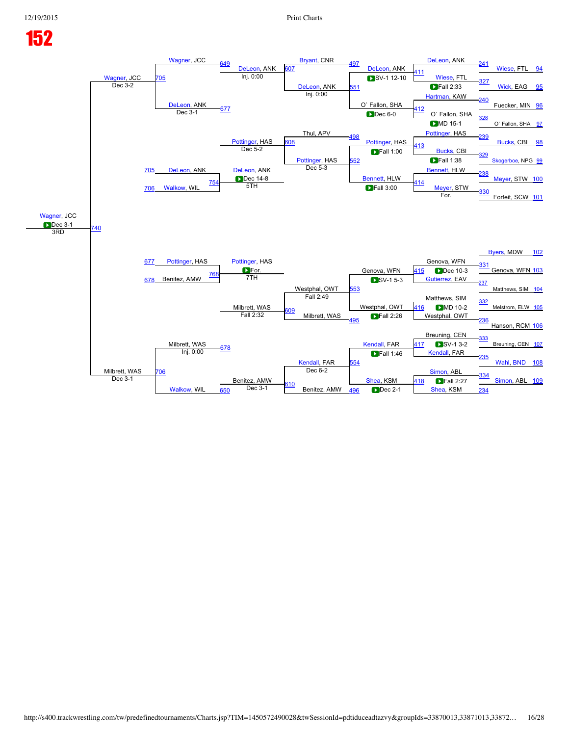# 152

## Championship / Consolation Bracket

### Wrestlebacks (Round 1)

| Match | Wrestler 1 | Wrestler 2 | Winner | Result |
|---|---|---|---|---|
| 327 | Wiese, FTL (94) | Wick, EAG (95) | Wiese, FTL | Fall 2:33 |
| 328 | Fuecker, MIN (96) | O` Fallon, SHA (97) | O` Fallon, SHA | MD 15-1 |
| 329 | Bucks, CBI (98) | Skogerboe, NPG (99) | Bucks, CBI | Fall 1:38 |
| 330 | Meyer, STW (100) | Forfeit, SCW (101) | Meyer, STW | For. |
| 331 | Byers, MDW (102) | Genova, WFN (103) | Genova, WFN | Dec 10-3 |
| 332 | Matthews, SIM (104) | Melstrom, ELW (105) | Matthews, SIM | MD 10-2 |
| 333 | Hanson, RCM (106) | Breuning, CEN (107) | Breuning, CEN | SV-1 3-2 |
| 334 | Wahl, BND (108) | Simon, ABL (109) | Simon, ABL | Fall 2:27 |

### Wrestlebacks (Round 2)

| Match | Wrestler 1 | Wrestler 2 | Winner | Result |
|---|---|---|---|---|
| 411 | DeLeon, ANK (241) | Wiese, FTL | DeLeon, ANK | SV-1 12-10 |
| 412 | Hartman, KAW (240) | O` Fallon, SHA | O` Fallon, SHA | Dec 6-0 |
| 413 | Pottinger, HAS (239) | Bucks, CBI | Pottinger, HAS | Fall 1:00 |
| 414 | Bennett, HLW (238) | Meyer, STW | Bennett, HLW | Fall 3:00 |
| 415 | Genova, WFN | Gutierrez, EAV (237) | Genova, WFN | SV-1 5-3 |
| 416 | Matthews, SIM | Westphal, OWT (236) | Westphal, OWT | Fall 2:26 |
| 417 | Breuning, CEN | Kendall, FAR (235) | Kendall, FAR | Fall 1:46 |
| 418 | Simon, ABL | Shea, KSM (234) | Shea, KSM | Dec 2-1 |

### Wrestlebacks (Round 3)

| Match | Wrestler 1 | Wrestler 2 | Winner | Result |
|---|---|---|---|---|
| 551 | DeLeon, ANK | O` Fallon, SHA | DeLeon, ANK | Inj. 0:00 |
| 552 | Pottinger, HAS | Bennett, HLW | Pottinger, HAS | Dec 5-3 |
| 553 | Genova, WFN | Westphal, OWT | Westphal, OWT | Fall 2:49 |
| 554 | Kendall, FAR | Shea, KSM | Kendall, FAR | Dec 6-2 |

### Wrestlebacks (Round 4)

| Match | Wrestler 1 | Wrestler 2 | Winner | Result |
|---|---|---|---|---|
| 607 | Bryant, CNR (497) | DeLeon, ANK | DeLeon, ANK | Inj. 0:00 |
| 608 | Thul, APV (498) | Pottinger, HAS | Pottinger, HAS | Dec 5-2 |
| 609 | Westphal, OWT | Milbrett, WAS (495) | Milbrett, WAS | Fall 2:32 |
| 610 | Kendall, FAR | Benitez, AMW (496) | Benitez, AMW | Dec 3-1 |

### Consolation Semifinals

| Match | Wrestler 1 | Wrestler 2 | Winner | Result |
|---|---|---|---|---|
| 677 | DeLeon, ANK | Pottinger, HAS | DeLeon, ANK | Dec 3-1 |
| 678 | Milbrett, WAS | Benitez, AMW | Milbrett, WAS | Inj. 0:00 |

### Semifinal Losers vs. Consolation

| Match | Wrestler 1 | Wrestler 2 | Winner | Result |
|---|---|---|---|---|
| 705 | Wagner, JCC (649) | DeLeon, ANK | Wagner, JCC | Dec 3-2 |
| 706 | Milbrett, WAS | Walkow, WIL (650) | Milbrett, WAS | Dec 3-1 |

### 3rd Place

| Match | Wrestler 1 | Wrestler 2 | Winner | Result |
|---|---|---|---|---|
| 740 | Wagner, JCC | Milbrett, WAS | Wagner, JCC | Dec 3-1 (3RD) |

### 5th Place

| Match | Wrestler 1 | Wrestler 2 | Winner | Result |
|---|---|---|---|---|
| 754 | DeLeon, ANK (705) | Walkow, WIL (706) | DeLeon, ANK | Dec 14-8 (5TH) |

### 7th Place

| Match | Wrestler 1 | Wrestler 2 | Winner | Result |
|---|---|---|---|---|
| 768 | Pottinger, HAS (677) | Benitez, AMW (678) | Pottinger, HAS | For. (7TH) |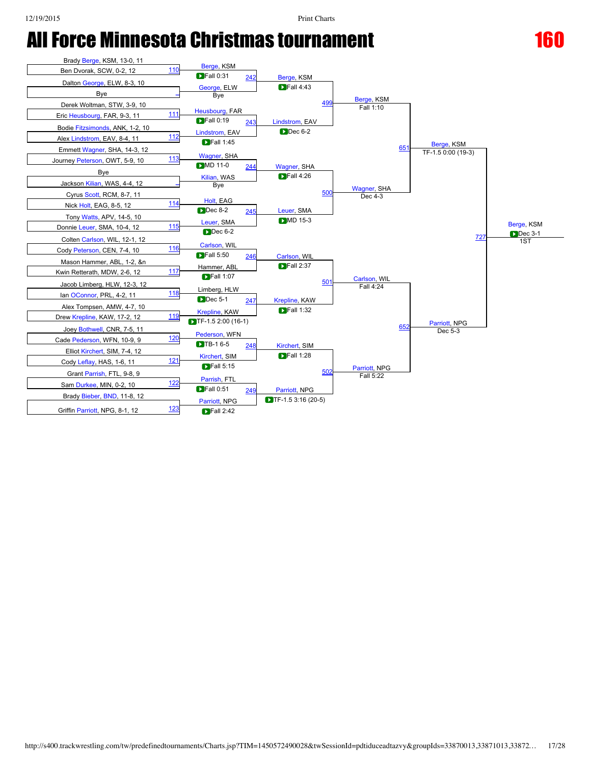# All Force Minnesota Christmas tournament

## 160

### Round 1 (First Round)

| Match | Wrestler 1 | Wrestler 2 | Winner | Result |
|---|---|---|---|---|
| 110 | Brady Berge, KSM, 13-0, 11 | Ben Dvorak, SCW, 0-2, 12 | Berge, KSM | Fall 0:31 |
| – | Dalton George, ELW, 8-3, 10 | Bye | George, ELW | Bye |
| 111 | Derek Woltman, STW, 3-9, 10 | Eric Heusbourg, FAR, 9-3, 11 | Heusbourg, FAR | Fall 0:19 |
| 112 | Bodie Fitzsimonds, ANK, 1-2, 10 | Alex Lindstrom, EAV, 8-4, 11 | Lindstrom, EAV | Fall 1:45 |
| 113 | Emmett Wagner, SHA, 14-3, 12 | Journey Peterson, OWT, 5-9, 10 | Wagner, SHA | MD 11-0 |
| – | Bye | Jackson Kilian, WAS, 4-4, 12 | Kilian, WAS | Bye |
| 114 | Cyrus Scott, RCM, 8-7, 11 | Nick Holt, EAG, 8-5, 12 | Holt, EAG | Dec 8-2 |
| 115 | Tony Watts, APV, 14-5, 10 | Donnie Leuer, SMA, 10-4, 12 | Leuer, SMA | Dec 6-2 |
| 116 | Colten Carlson, WIL, 12-1, 12 | Cody Peterson, CEN, 7-4, 10 | Carlson, WIL | Fall 5:50 |
| 117 | Mason Hammer, ABL, 1-2, &n | Kwin Retterath, MDW, 2-6, 12 | Hammer, ABL | Fall 1:07 |
| 118 | Jacob Limberg, HLW, 12-3, 12 | Ian OConnor, PRL, 4-2, 11 | Limberg, HLW | Dec 5-1 |
| 119 | Alex Tompsen, AMW, 4-7, 10 | Drew Krepline, KAW, 17-2, 12 | Krepline, KAW | TF-1.5 2:00 (16-1) |
| 120 | Joey Bothwell, CNR, 7-5, 11 | Cade Pederson, WFN, 10-9, 9 | Pederson, WFN | TB-1 6-5 |
| 121 | Elliot Kirchert, SIM, 7-4, 12 | Cody Leflay, HAS, 1-6, 11 | Kirchert, SIM | Fall 5:15 |
| 122 | Grant Parrish, FTL, 9-8, 9 | Sam Durkee, MIN, 0-2, 10 | Parrish, FTL | Fall 0:51 |
| 123 | Brady Bieber, BND, 11-8, 12 | Griffin Parriott, NPG, 8-1, 12 | Parriott, NPG | Fall 2:42 |

### Round 2

| Match | Wrestler 1 | Wrestler 2 | Winner | Result |
|---|---|---|---|---|
| 242 | Berge, KSM | George, ELW | Berge, KSM | Fall 4:43 |
| 243 | Heusbourg, FAR | Lindstrom, EAV | Lindstrom, EAV | Dec 6-2 |
| 244 | Wagner, SHA | Kilian, WAS | Wagner, SHA | Fall 4:26 |
| 245 | Holt, EAG | Leuer, SMA | Leuer, SMA | MD 15-3 |
| 246 | Carlson, WIL | Hammer, ABL | Carlson, WIL | Fall 2:37 |
| 247 | Limberg, HLW | Krepline, KAW | Krepline, KAW | Fall 1:32 |
| 248 | Pederson, WFN | Kirchert, SIM | Kirchert, SIM | Fall 1:28 |
| 249 | Parrish, FTL | Parriott, NPG | Parriott, NPG | TF-1.5 3:16 (20-5) |

### Quarterfinals

| Match | Wrestler 1 | Wrestler 2 | Winner | Result |
|---|---|---|---|---|
| 499 | Berge, KSM | Lindstrom, EAV | Berge, KSM | Fall 1:10 |
| 500 | Wagner, SHA | Leuer, SMA | Wagner, SHA | Dec 4-3 |
| 501 | Carlson, WIL | Krepline, KAW | Carlson, WIL | Fall 4:24 |
| 502 | Kirchert, SIM | Parriott, NPG | Parriott, NPG | Fall 5:22 |

### Semifinals

| Match | Wrestler 1 | Wrestler 2 | Winner | Result |
|---|---|---|---|---|
| 651 | Berge, KSM | Wagner, SHA | Berge, KSM | TF-1.5 0:00 (19-3) |
| 652 | Carlson, WIL | Parriott, NPG | Parriott, NPG | Dec 5-3 |

### Final

| Match | Wrestler 1 | Wrestler 2 | Winner | Result |
|---|---|---|---|---|
| 727 | Berge, KSM | Parriott, NPG | Berge, KSM | Dec 3-1 |

1ST: Berge, KSM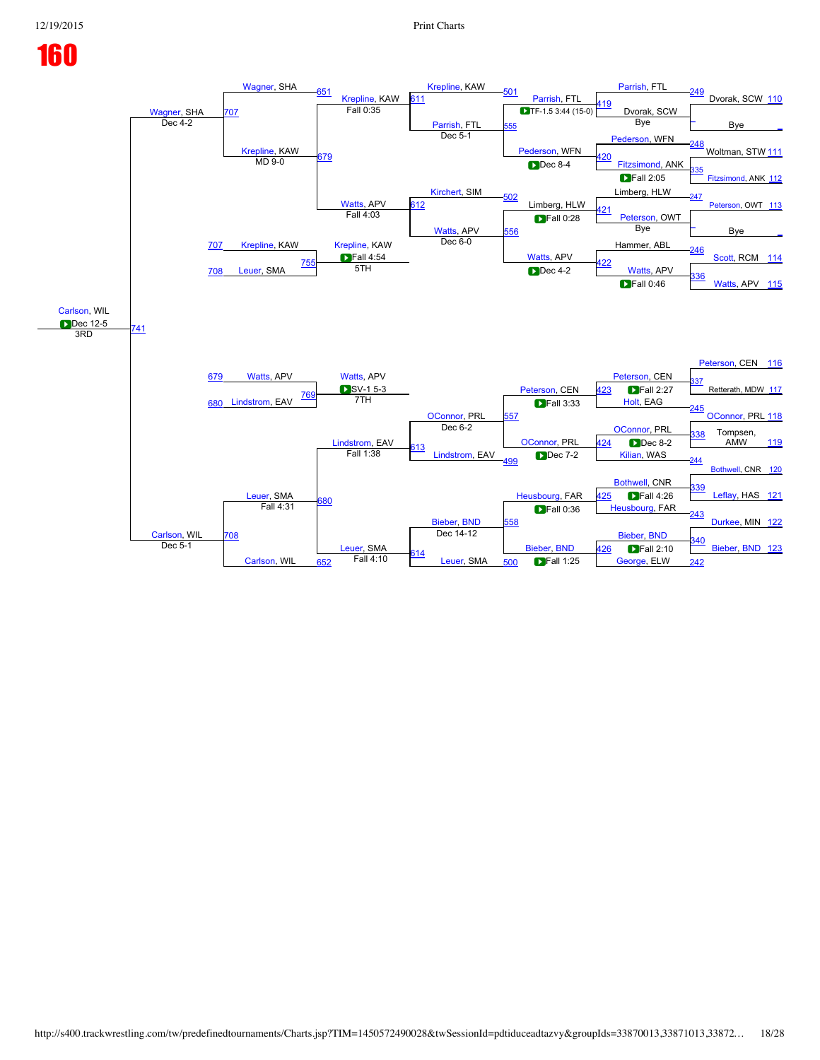# 160

## Championship / Consolation Bracket

### First round (Bouts 110–123)

| Bout | Wrestler |
|---|---|
| 110 | Dvorak, SCW |
| | Bye |
| 111 | Woltman, STW |
| 112 | Fitzsimond, ANK |
| 113 | Peterson, OWT |
| | Bye |
| 114 | Scott, RCM |
| 115 | Watts, APV |
| 116 | Peterson, CEN |
| 117 | Retterath, MDW |
| 118 | OConnor, PRL |
| 119 | Tompsen, AMW |
| 120 | Bothwell, CNR |
| 121 | Leflay, HAS |
| 122 | Durkee, MIN |
| 123 | Bieber, BND |

### Consolation round (Bouts 242–249, 335–340)

| Bout | Winner | Result |
|---|---|---|
| 249 | Parrish, FTL | |
| 248 | Pederson, WFN | |
| 335 | Fitzsimond, ANK | Fall 2:05 |
| 247 | Limberg, HLW | |
| 246 | Hammer, ABL | |
| 336 | Watts, APV | Fall 0:46 |
| 337 | Peterson, CEN | Fall 2:27 |
| 245 | Holt, EAG | |
| 338 | OConnor, PRL | Dec 8-2 |
| 244 | Kilian, WAS | |
| 339 | Bothwell, CNR | Fall 4:26 |
| 243 | Heusbourg, FAR | |
| 340 | Bieber, BND | Fall 2:10 |
| 242 | George, ELW | |

### Bouts 419–426

| Bout | Wrestlers | Winner | Result |
|---|---|---|---|
| 419 | Parrish, FTL vs Dvorak, SCW | Parrish, FTL | TF-1.5 3:44 (15-0) |
| 420 | Pederson, WFN vs Fitzsimond, ANK | Pederson, WFN | Dec 8-4 |
| 421 | Limberg, HLW vs Peterson, OWT | Limberg, HLW | Fall 0:28 |
| 422 | Hammer, ABL vs Watts, APV | Watts, APV | Dec 4-2 |
| 423 | Peterson, CEN vs Holt, EAG | Peterson, CEN | Fall 3:33 |
| 424 | OConnor, PRL vs Kilian, WAS | OConnor, PRL | Dec 7-2 |
| 425 | Bothwell, CNR vs Heusbourg, FAR | Heusbourg, FAR | Fall 0:36 |
| 426 | Bieber, BND vs George, ELW | Bieber, BND | Fall 1:25 |

### Bouts 499–502, 555–558

| Bout | Wrestlers | Result |
|---|---|---|
| 501 | Krepline, KAW | |
| 555 | Parrish, FTL | |
| 502 | Kirchert, SIM | |
| 556 | Watts, APV | |
| 557 | OConnor, PRL | |
| 499 | Lindstrom, EAV | |
| 558 | Bieber, BND | |
| 500 | Leuer, SMA | |

### Bouts 611–614

| Bout | Wrestlers | Winner | Result |
|---|---|---|---|
| 611 | Krepline, KAW vs Parrish, FTL | Krepline, KAW | Dec 5-1 |
| 612 | Kirchert, SIM vs Watts, APV | Watts, APV | Dec 6-0 |
| 613 | OConnor, PRL vs Lindstrom, EAV | Lindstrom, EAV | Dec 6-2 |
| 614 | Bieber, BND vs Leuer, SMA | Leuer, SMA | Dec 14-12 |

### Bouts 651, 652, 679, 680

| Bout | Wrestlers | Winner | Result |
|---|---|---|---|
| 651 | Wagner, SHA | | |
| 679 | Krepline, KAW vs Watts, APV | Krepline, KAW | Fall 0:35 |
| 680 | Lindstrom, EAV vs Leuer, SMA | Leuer, SMA | Fall 1:38 |
| 652 | Carlson, WIL | | |

### Bouts 707, 708

| Bout | Wrestlers | Winner | Result |
|---|---|---|---|
| 707 | Wagner, SHA vs Krepline, KAW | Wagner, SHA | MD 9-0 |
| 708 | Leuer, SMA vs Carlson, WIL | Carlson, WIL | Fall 4:31 |

### 3rd Place (Bout 741)

| Bout | Wrestlers | Winner | Result |
|---|---|---|---|
| 741 | Wagner, SHA vs Carlson, WIL | Carlson, WIL | Dec 12-5 (3RD) |

Semifinal results: Wagner, SHA — Dec 4-2; Carlson, WIL — Dec 5-1; Leuer, SMA — Fall 4:10.

### 5th Place (Bout 755)

| Bout | Wrestlers | Winner | Result |
|---|---|---|---|
| 755 | 707 Krepline, KAW vs 708 Leuer, SMA | Krepline, KAW | Fall 4:54 (5TH) |

Krepline, KAW — Fall 4:03

### 7th Place (Bout 769)

| Bout | Wrestlers | Winner | Result |
|---|---|---|---|
| 769 | 679 Watts, APV vs 680 Lindstrom, EAV | Watts, APV | SV-1 5-3 (7TH) |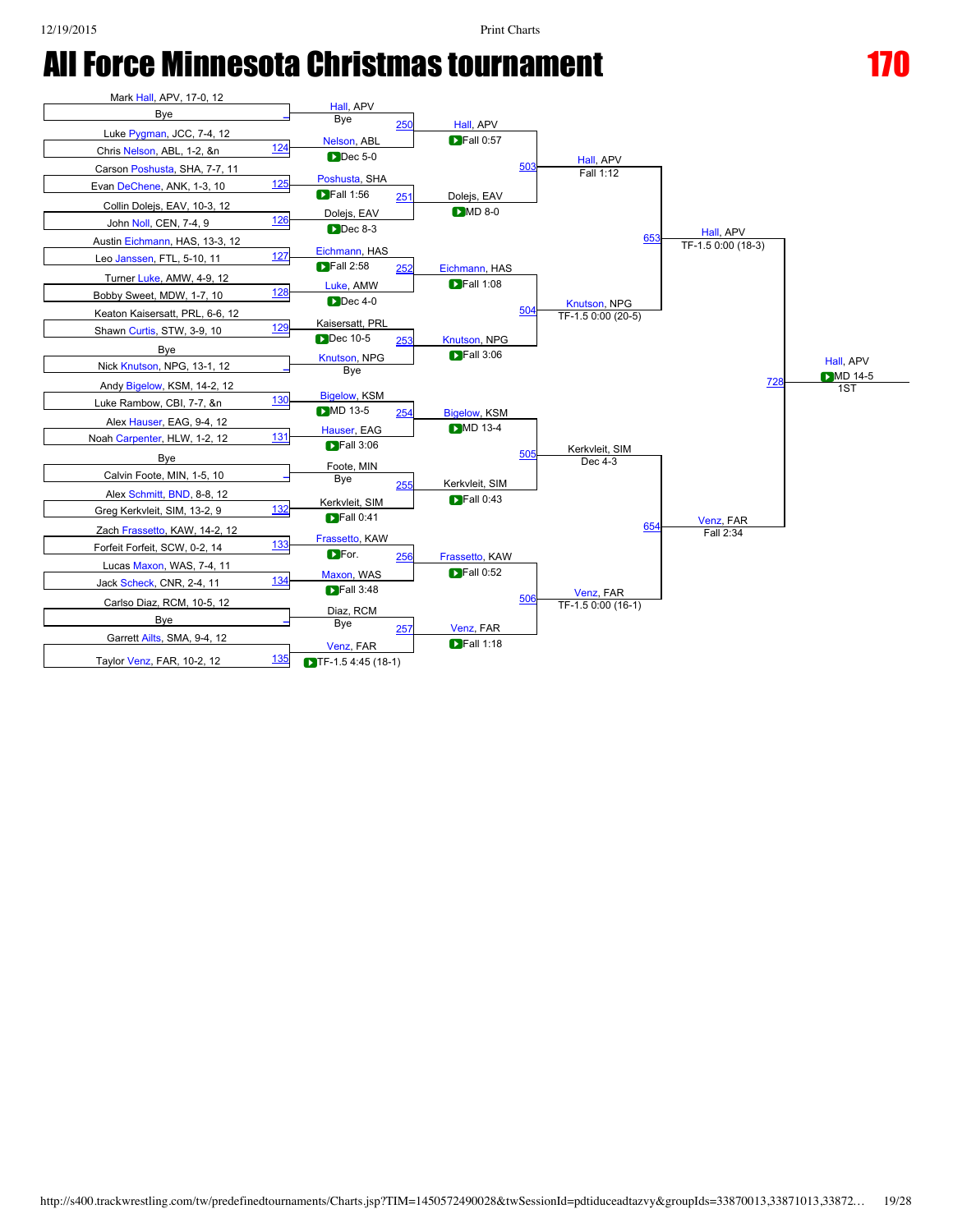# All Force Minnesota Christmas tournament

## 170

### First Round

| Match | Wrestler 1 | Wrestler 2 | Winner | Result |
|---|---|---|---|---|
| – | Mark Hall, APV, 17-0, 12 | Bye | Hall, APV | Bye |
| 124 | Luke Pygman, JCC, 7-4, 12 | Chris Nelson, ABL, 1-2, &n | Nelson, ABL | Dec 5-0 |
| 125 | Carson Poshusta, SHA, 7-7, 11 | Evan DeChene, ANK, 1-3, 10 | Poshusta, SHA | Fall 1:56 |
| 126 | Collin Dolejs, EAV, 10-3, 12 | John Noll, CEN, 7-4, 9 | Dolejs, EAV | Dec 8-3 |
| 127 | Austin Eichmann, HAS, 13-3, 12 | Leo Janssen, FTL, 5-10, 11 | Eichmann, HAS | Fall 2:58 |
| 128 | Turner Luke, AMW, 4-9, 12 | Bobby Sweet, MDW, 1-7, 10 | Luke, AMW | Dec 4-0 |
| 129 | Keaton Kaisersatt, PRL, 6-6, 12 | Shawn Curtis, STW, 3-9, 10 | Kaisersatt, PRL | Dec 10-5 |
| – | Bye | Nick Knutson, NPG, 13-1, 12 | Knutson, NPG | Bye |
| 130 | Andy Bigelow, KSM, 14-2, 12 | Luke Rambow, CBI, 7-7, &n | Bigelow, KSM | MD 13-5 |
| 131 | Alex Hauser, EAG, 9-4, 12 | Noah Carpenter, HLW, 1-2, 12 | Hauser, EAG | Fall 3:06 |
| – | Bye | Calvin Foote, MIN, 1-5, 10 | Foote, MIN | Bye |
| 132 | Alex Schmitt, BND, 8-8, 12 | Greg Kerkvleit, SIM, 13-2, 9 | Kerkvleit, SIM | Fall 0:41 |
| 133 | Zach Frassetto, KAW, 14-2, 12 | Forfeit Forfeit, SCW, 0-2, 14 | Frassetto, KAW | For. |
| 134 | Lucas Maxon, WAS, 7-4, 11 | Jack Scheck, CNR, 2-4, 11 | Maxon, WAS | Fall 3:48 |
| – | Carlso Diaz, RCM, 10-5, 12 | Bye | Diaz, RCM | Bye |
| 135 | Garrett Ailts, SMA, 9-4, 12 | Taylor Venz, FAR, 10-2, 12 | Venz, FAR | TF-1.5 4:45 (18-1) |

### Second Round

| Match | Wrestler 1 | Wrestler 2 | Winner | Result |
|---|---|---|---|---|
| 250 | Hall, APV | Nelson, ABL | Hall, APV | Fall 0:57 |
| 251 | Poshusta, SHA | Dolejs, EAV | Dolejs, EAV | MD 8-0 |
| 252 | Eichmann, HAS | Luke, AMW | Eichmann, HAS | Fall 1:08 |
| 253 | Kaisersatt, PRL | Knutson, NPG | Knutson, NPG | Fall 3:06 |
| 254 | Bigelow, KSM | Hauser, EAG | Bigelow, KSM | MD 13-4 |
| 255 | Foote, MIN | Kerkvleit, SIM | Kerkvleit, SIM | Fall 0:43 |
| 256 | Frassetto, KAW | Maxon, WAS | Frassetto, KAW | Fall 0:52 |
| 257 | Diaz, RCM | Venz, FAR | Venz, FAR | Fall 1:18 |

### Quarterfinals

| Match | Wrestler 1 | Wrestler 2 | Winner | Result |
|---|---|---|---|---|
| 503 | Hall, APV | Dolejs, EAV | Hall, APV | Fall 1:12 |
| 504 | Eichmann, HAS | Knutson, NPG | Knutson, NPG | TF-1.5 0:00 (20-5) |
| 505 | Bigelow, KSM | Kerkvleit, SIM | Kerkvleit, SIM | Dec 4-3 |
| 506 | Frassetto, KAW | Venz, FAR | Venz, FAR | TF-1.5 0:00 (16-1) |

### Semifinals

| Match | Wrestler 1 | Wrestler 2 | Winner | Result |
|---|---|---|---|---|
| 653 | Hall, APV | Knutson, NPG | Hall, APV | TF-1.5 0:00 (18-3) |
| 654 | Kerkvleit, SIM | Venz, FAR | Venz, FAR | Fall 2:34 |

### Final

| Match | Wrestler 1 | Wrestler 2 | Winner | Result |
|---|---|---|---|---|
| 728 | Hall, APV | Venz, FAR | Hall, APV | MD 14-5 |

1ST: Hall, APV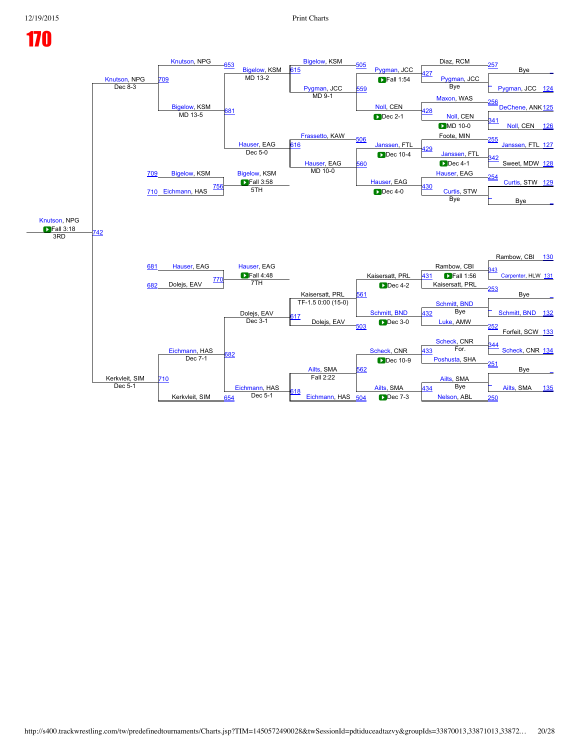# 170

## Championship Bracket

### Round 1 (First Round)

| Bout | Wrestler 1 | Wrestler 2 | Winner | Result |
| --- | --- | --- | --- | --- |
| 124 | Pygman, JCC | Bye | Pygman, JCC | Bye |
| 125 / 126 | DeChene, ANK | Noll, CEN | Noll, CEN | MD 10-0 |
| 127 / 128 | Janssen, FTL | Sweet, MDW | Janssen, FTL | Dec 4-1 |
| 129 | Curtis, STW | Bye | Curtis, STW | Bye |
| 130 / 131 | Rambow, CBI | Carpenter, HLW | Rambow, CBI | Fall 1:56 |
| 132 | Schmitt, BND | Bye | Schmitt, BND | Bye |
| 133 / 134 | Forfeit, SCW | Scheck, CNR | Scheck, CNR | For. |
| 135 | Ailts, SMA | Bye | Ailts, SMA | Bye |

### Round 2

| Bout | Wrestler 1 | Wrestler 2 | Winner | Result |
| --- | --- | --- | --- | --- |
| 257 / 427 | Diaz, RCM | Pygman, JCC | Pygman, JCC | Fall 1:54 |
| 256 / 341 / 428 | Maxon, WAS | Noll, CEN | Noll, CEN | Dec 2-1 |
| 255 / 342 / 429 | Foote, MIN | Janssen, FTL | Janssen, FTL | Dec 10-4 |
| 254 / 430 | Hauser, EAG | Curtis, STW | Hauser, EAG | Dec 4-0 |
| 343 / 253 / 431 | Rambow, CBI | Kaisersatt, PRL | Kaisersatt, PRL | Dec 4-2 |
| 252 / 432 | Schmitt, BND | Luke, AMW | Schmitt, BND | Dec 3-0 |
| 344 / 251 / 433 | Scheck, CNR | Poshusta, SHA | Scheck, CNR | Dec 10-9 |
| 250 / 434 | Ailts, SMA | Nelson, ABL | Ailts, SMA | Dec 7-3 |

### Quarterfinals

| Bout | Wrestler 1 | Wrestler 2 | Winner | Result |
| --- | --- | --- | --- | --- |
| 505 / 559 | Pygman, JCC | Noll, CEN | Pygman, JCC | MD 9-1 |
| 506 / 560 | Janssen, FTL | Hauser, EAG | Hauser, EAG | MD 10-0 |
| 561 / 503 | Kaisersatt, PRL | Schmitt, BND | Kaisersatt, PRL | TF-1.5 0:00 (15-0) |
| 562 / 504 | Scheck, CNR | Ailts, SMA | Ailts, SMA | Fall 2:22 |

### Semifinals (Consolation side shown in bracket)

| Bout | Wrestler 1 | Wrestler 2 | Winner | Result |
| --- | --- | --- | --- | --- |
| 615 | Bigelow, KSM | Pygman, JCC | Bigelow, KSM | MD 13-2 |
| 616 | Frassetto, KAW | Hauser, EAG | Hauser, EAG | Dec 5-0 |
| 617 | Kaisersatt, PRL | Dolejs, EAV | Dolejs, EAV | Dec 3-1 |
| 618 | Ailts, SMA | Eichmann, HAS | Eichmann, HAS | Dec 5-1 |

### Later Rounds

| Bout | Wrestler 1 | Wrestler 2 | Winner | Result |
| --- | --- | --- | --- | --- |
| 653 / 681 | Knutson, NPG | Bigelow, KSM | Bigelow, KSM | MD 13-5 |
| 682 / 654 | Eichmann, HAS | Kerkvleit, SIM | Eichmann, HAS | Dec 7-1 |
| 709 | Knutson, NPG | Bigelow, KSM | Knutson, NPG | Dec 8-3 |
| 710 | Eichmann, HAS | Kerkvleit, SIM | Kerkvleit, SIM | Dec 5-1 |
| 742 | Knutson, NPG | Kerkvleit, SIM | Knutson, NPG | Fall 3:18 (3RD) |

### Placement Matches

| Bout | Wrestler 1 | Wrestler 2 | Winner | Result |
| --- | --- | --- | --- | --- |
| 756 (5TH) | 709 Bigelow, KSM | 710 Eichmann, HAS | Bigelow, KSM | Fall 3:58 |
| 770 (7TH) | 681 Hauser, EAG | 682 Dolejs, EAV | Hauser, EAG | Fall 4:48 |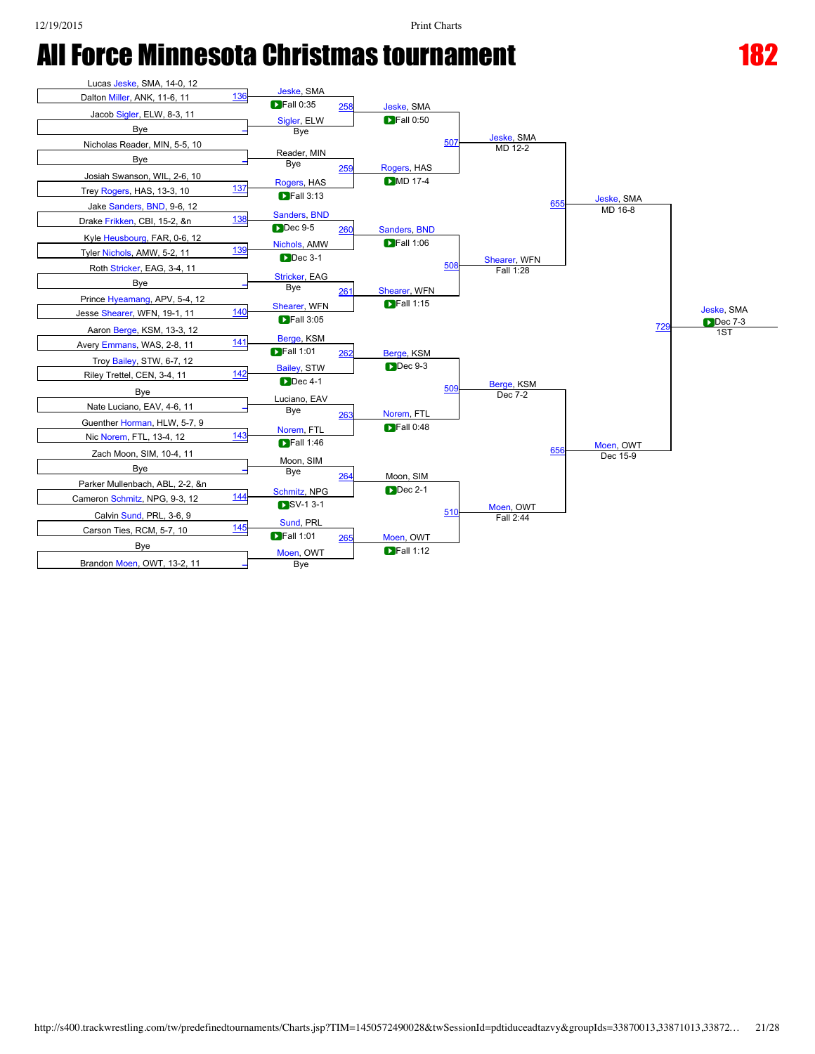# All Force Minnesota Christmas tournament

## 182

### First Round

| Bout | Wrestler 1 | Wrestler 2 | Winner | Result |
|---|---|---|---|---|
| 136 | Lucas Jeske, SMA, 14-0, 12 | Dalton Miller, ANK, 11-6, 11 | Jeske, SMA | Fall 0:35 |
| – | Jacob Sigler, ELW, 8-3, 11 | Bye | Sigler, ELW | Bye |
| – | Nicholas Reader, MIN, 5-5, 10 | Bye | Reader, MIN | Bye |
| 137 | Josiah Swanson, WIL, 2-6, 10 | Trey Rogers, HAS, 13-3, 10 | Rogers, HAS | Fall 3:13 |
| 138 | Jake Sanders, BND, 9-6, 12 | Drake Frikken, CBI, 15-2, &n | Sanders, BND | Dec 9-5 |
| 139 | Kyle Heusbourg, FAR, 0-6, 12 | Tyler Nichols, AMW, 5-2, 11 | Nichols, AMW | Dec 3-1 |
| – | Roth Stricker, EAG, 3-4, 11 | Bye | Stricker, EAG | Bye |
| 140 | Prince Hyeamang, APV, 5-4, 12 | Jesse Shearer, WFN, 19-1, 11 | Shearer, WFN | Fall 3:05 |
| 141 | Aaron Berge, KSM, 13-3, 12 | Avery Emmans, WAS, 2-8, 11 | Berge, KSM | Fall 1:01 |
| 142 | Troy Bailey, STW, 6-7, 12 | Riley Trettel, CEN, 3-4, 11 | Bailey, STW | Dec 4-1 |
| – | Bye | Nate Luciano, EAV, 4-6, 11 | Luciano, EAV | Bye |
| 143 | Guenther Horman, HLW, 5-7, 9 | Nic Norem, FTL, 13-4, 12 | Norem, FTL | Fall 1:46 |
| – | Zach Moon, SIM, 10-4, 11 | Bye | Moon, SIM | Bye |
| 144 | Parker Mullenbach, ABL, 2-2, &n | Cameron Schmitz, NPG, 9-3, 12 | Schmitz, NPG | SV-1 3-1 |
| 145 | Calvin Sund, PRL, 3-6, 9 | Carson Ties, RCM, 5-7, 10 | Sund, PRL | Fall 1:01 |
| – | Bye | Brandon Moen, OWT, 13-2, 11 | Moen, OWT | Bye |

### Second Round

| Bout | Winner | Result |
|---|---|---|
| 258 | Jeske, SMA | Fall 0:50 |
| 259 | Rogers, HAS | MD 17-4 |
| 260 | Sanders, BND | Fall 1:06 |
| 261 | Shearer, WFN | Fall 1:15 |
| 262 | Berge, KSM | Dec 9-3 |
| 263 | Norem, FTL | Fall 0:48 |
| 264 | Moon, SIM | Dec 2-1 |
| 265 | Moen, OWT | Fall 1:12 |

### Quarterfinals

| Bout | Winner | Result |
|---|---|---|
| 507 | Jeske, SMA | MD 12-2 |
| 508 | Shearer, WFN | Fall 1:28 |
| 509 | Berge, KSM | Dec 7-2 |
| 510 | Moen, OWT | Fall 2:44 |

### Semifinals

| Bout | Winner | Result |
|---|---|---|
| 655 | Jeske, SMA | MD 16-8 |
| 656 | Moen, OWT | Dec 15-9 |

### Final

| Bout | Winner | Result |
|---|---|---|
| 729 | Jeske, SMA | Dec 7-3 |

1ST: Jeske, SMA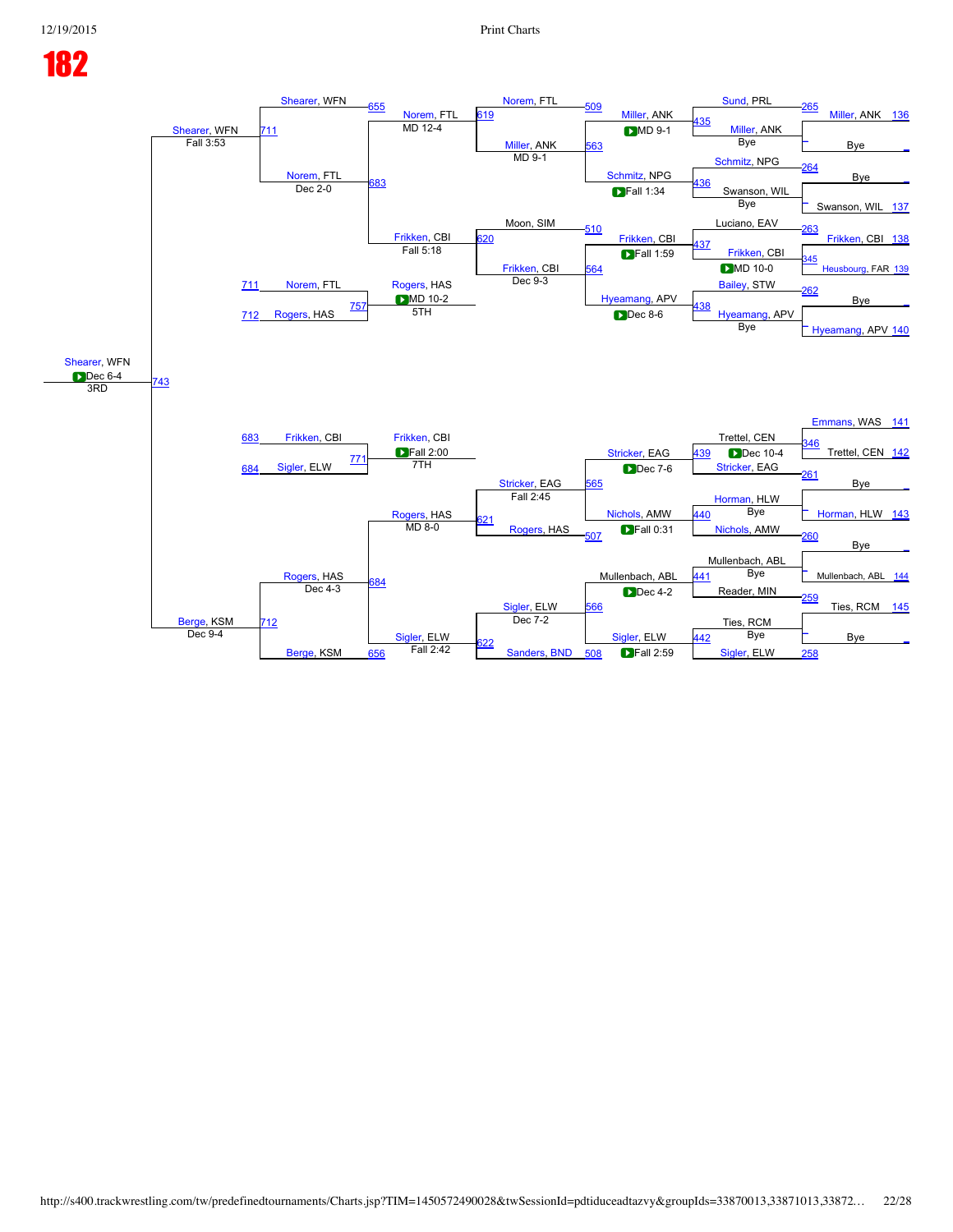# 182

## Championship / Consolation Bracket

### Upper Half (Consolation)

**First round (right side):**

- 136 Miller, ANK vs Bye → 265 Miller, ANK
- 137 Swanson, WIL vs Bye → 264 Swanson, WIL (Bye)
- 138 Frikken, CBI vs 139 Heusbourg, FAR → 345 Frikken, CBI MD 10-0
- 140 Hyeamang, APV vs Bye → 262 Hyeamang, APV (Bye)

**Next round:**

- 265 Sund, PRL vs Miller, ANK → 435 Miller, ANK (Bye)
- 264 Schmitz, NPG vs Swanson, WIL → 436 Schmitz, NPG (Bye)
- 263 Luciano, EAV vs 345 Frikken, CBI → 437 Frikken, CBI MD 10-0
- 262 Bailey, STW vs Hyeamang, APV → 438 Hyeamang, APV (Bye)

**Next round:**

- 509 Miller, ANK MD 9-1 (435)
- 563 Schmitz, NPG Fall 1:34 (436)
- 510 Frikken, CBI Fall 1:59 (437)
- 564 Hyeamang, APV Dec 8-6 (438)

**Next round:**

- 509 Norem, FTL vs 563 Miller, ANK → 619 Miller, ANK MD 9-1
- 510 Moon, SIM vs 564 Frikken, CBI → 620 Frikken, CBI Dec 9-3

**Next round:**

- 619 Norem, FTL MD 12-4
- 620 Frikken, CBI Fall 5:18

**Next round:**

- 655 Shearer, WFN vs 683 Norem, FTL Dec 2-0 → 711 Shearer, WFN Fall 3:53

**5th place:** 711 Norem, FTL vs 712 Rogers, HAS → 757 Rogers, HAS MD 10-2 — 5TH

### Lower Half (Consolation)

**First round (right side):**

- 141 Emmans, WAS vs 142 Trettel, CEN → 346 Trettel, CEN
- 143 Horman, HLW vs Bye → 260 Horman, HLW (Bye)
- 144 Mullenbach, ABL vs 145 Ties, RCM → 259 Ties, RCM
- Bye → 258 Sigler, ELW

**Next round:**

- 346 Trettel, CEN vs 261 Stricker, EAG → 439 Trettel, CEN Dec 10-4
- 440 Horman, HLW vs Nichols, AMW → 260 Nichols, AMW (Bye)
- 441 Mullenbach, ABL vs Reader, MIN → 259 Mullenbach, ABL (Bye)
- 442 Ties, RCM vs Sigler, ELW → 258 Sigler, ELW (Bye)

**Next round:**

- 565 Stricker, EAG Dec 7-6 (439)
- 507 Nichols, AMW Fall 0:31 (440)
- 566 Mullenbach, ABL Dec 4-2 (441)
- 508 Sigler, ELW Fall 2:59 (442)

**Next round:**

- 565 Stricker, EAG vs 507 Rogers, HAS → 621 Stricker, EAG Fall 2:45
- 566 Sigler, ELW vs 508 Sanders, BND → 622 Sigler, ELW Dec 7-2

**Next round:**

- 621 Rogers, HAS MD 8-0
- 622 Sigler, ELW Fall 2:42

**Next round:**

- 684 Rogers, HAS vs 656 Berge, KSM → 712 Rogers, HAS Dec 4-3; Berge, KSM Dec 9-4

**7th place:** 683 Frikken, CBI vs 684 Sigler, ELW → 771 Frikken, CBI Fall 2:00 — 7TH

### 3rd Place

743 Shearer, WFN vs Berge, KSM → Shearer, WFN Dec 6-4 — 3RD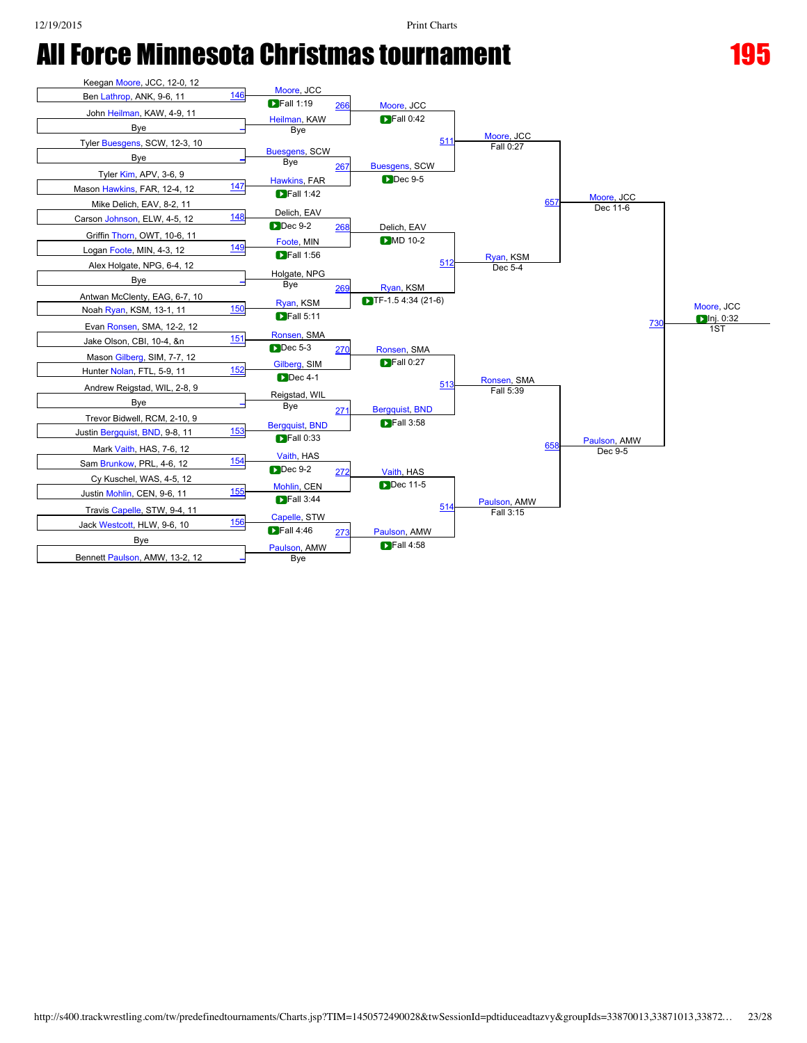# All Force Minnesota Christmas tournament

## 195

### First Round

| Match | Wrestler 1 | Wrestler 2 | Winner | Result |
|---|---|---|---|---|
| 146 | Keegan Moore, JCC, 12-0, 12 | Ben Lathrop, ANK, 9-6, 11 | Moore, JCC | Fall 1:19 |
| – | John Heilman, KAW, 4-9, 11 | Bye | Heilman, KAW | Bye |
| – | Tyler Buesgens, SCW, 12-3, 10 | Bye | Buesgens, SCW | Bye |
| 147 | Tyler Kim, APV, 3-6, 9 | Mason Hawkins, FAR, 12-4, 12 | Hawkins, FAR | Fall 1:42 |
| 148 | Mike Delich, EAV, 8-2, 11 | Carson Johnson, ELW, 4-5, 12 | Delich, EAV | Dec 9-2 |
| 149 | Griffin Thorn, OWT, 10-6, 11 | Logan Foote, MIN, 4-3, 12 | Foote, MIN | Fall 1:56 |
| – | Alex Holgate, NPG, 6-4, 12 | Bye | Holgate, NPG | Bye |
| 150 | Antwan McClenty, EAG, 6-7, 10 | Noah Ryan, KSM, 13-1, 11 | Ryan, KSM | Fall 5:11 |
| 151 | Evan Ronsen, SMA, 12-2, 12 | Jake Olson, CBI, 10-4, &n | Ronsen, SMA | Dec 5-3 |
| 152 | Mason Gilberg, SIM, 7-7, 12 | Hunter Nolan, FTL, 5-9, 11 | Gilberg, SIM | Dec 4-1 |
| – | Andrew Reigstad, WIL, 2-8, 9 | Bye | Reigstad, WIL | Bye |
| 153 | Trevor Bidwell, RCM, 2-10, 9 | Justin Bergquist, BND, 9-8, 11 | Bergquist, BND | Fall 0:33 |
| 154 | Mark Vaith, HAS, 7-6, 12 | Sam Brunkow, PRL, 4-6, 12 | Vaith, HAS | Dec 9-2 |
| 155 | Cy Kuschel, WAS, 4-5, 12 | Justin Mohlin, CEN, 9-6, 11 | Mohlin, CEN | Fall 3:44 |
| 156 | Travis Capelle, STW, 9-4, 11 | Jack Westcott, HLW, 9-6, 10 | Capelle, STW | Fall 4:46 |
| – | Bye | Bennett Paulson, AMW, 13-2, 12 | Paulson, AMW | Bye |

### Second Round

| Match | Wrestler 1 | Wrestler 2 | Winner | Result |
|---|---|---|---|---|
| 266 | Moore, JCC | Heilman, KAW | Moore, JCC | Fall 0:42 |
| 267 | Buesgens, SCW | Hawkins, FAR | Buesgens, SCW | Dec 9-5 |
| 268 | Delich, EAV | Foote, MIN | Delich, EAV | MD 10-2 |
| 269 | Holgate, NPG | Ryan, KSM | Ryan, KSM | TF-1.5 4:34 (21-6) |
| 270 | Ronsen, SMA | Gilberg, SIM | Ronsen, SMA | Fall 0:27 |
| 271 | Reigstad, WIL | Bergquist, BND | Bergquist, BND | Fall 3:58 |
| 272 | Vaith, HAS | Mohlin, CEN | Vaith, HAS | Dec 11-5 |
| 273 | Capelle, STW | Paulson, AMW | Paulson, AMW | Fall 4:58 |

### Quarterfinals

| Match | Wrestler 1 | Wrestler 2 | Winner | Result |
|---|---|---|---|---|
| 511 | Moore, JCC | Buesgens, SCW | Moore, JCC | Fall 0:27 |
| 512 | Delich, EAV | Ryan, KSM | Ryan, KSM | Dec 5-4 |
| 513 | Ronsen, SMA | Bergquist, BND | Ronsen, SMA | Fall 5:39 |
| 514 | Vaith, HAS | Paulson, AMW | Paulson, AMW | Fall 3:15 |

### Semifinals

| Match | Wrestler 1 | Wrestler 2 | Winner | Result |
|---|---|---|---|---|
| 657 | Moore, JCC | Ryan, KSM | Moore, JCC | Dec 11-6 |
| 658 | Ronsen, SMA | Paulson, AMW | Paulson, AMW | Dec 9-5 |

### Final

| Match | Wrestler 1 | Wrestler 2 | Winner | Result |
|---|---|---|---|---|
| 730 | Moore, JCC | Paulson, AMW | Moore, JCC | Inj. 0:32 |

1ST: Moore, JCC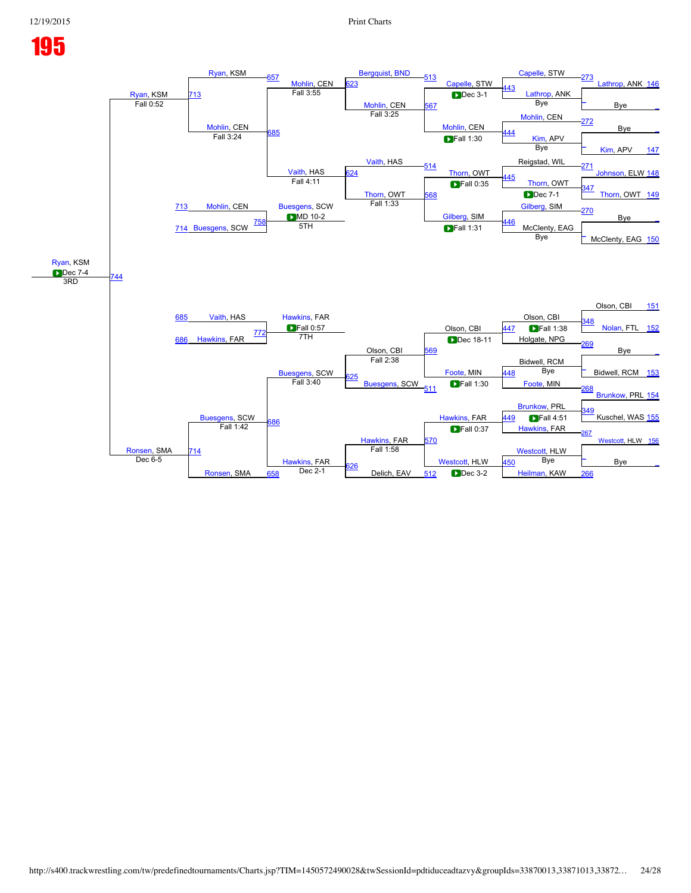# 195

## Consolation Bracket

**Top half**

| Round | Bout | Wrestler 1 | Wrestler 2 | Winner | Result |
|---|---|---|---|---|---|
| 146–147 side | 273 | Capelle, STW | Lathrop, ANK 146 | Capelle, STW | |
| | 272 | Mohlin, CEN | Bye / Kim, APV 147 | Mohlin, CEN | |
| | 271 | Reigstad, WIL | Johnson, ELW 148 | Reigstad, WIL | |
| | 347 | Thorn, OWT 149 | | Thorn, OWT | Dec 7-1 |
| | 270 | Gilberg, SIM | Bye / McClenty, EAG 150 | Gilberg, SIM | |
| | 443 | Capelle, STW | Lathrop, ANK (Bye) | Capelle, STW | Dec 3-1 |
| | 444 | Mohlin, CEN | Kim, APV (Bye) | Mohlin, CEN | Fall 1:30 |
| | 445 | Reigstad, WIL | Thorn, OWT | Thorn, OWT | Fall 0:35 |
| | 446 | Gilberg, SIM | McClenty, EAG (Bye) | Gilberg, SIM | Fall 1:31 |
| | 513 | Bergquist, BND | Capelle, STW | | |
| | 567 | | Mohlin, CEN | Mohlin, CEN | Fall 3:25 |
| | 514 | Vaith, HAS | Thorn, OWT | | |
| | 568 | | Gilberg, SIM | Thorn, OWT | Fall 1:33 |
| | 623 | Mohlin, CEN | | Mohlin, CEN | Fall 3:55 |
| | 624 | Vaith, HAS | | Vaith, HAS | Fall 4:11 |
| | 657 | Ryan, KSM | | | |
| | 685 | Mohlin, CEN | Vaith, HAS | | |
| | 713 | Ryan, KSM | Mohlin, CEN | Ryan, KSM | Fall 0:52 |
| | 685 → 713 | Mohlin, CEN | | Mohlin, CEN | Fall 3:24 |

**Bottom half**

| Bout | Wrestler 1 | Wrestler 2 | Winner | Result |
|---|---|---|---|---|
| 348 | Olson, CBI 151 | Nolan, FTL 152 | Olson, CBI | |
| 269 | Holgate, NPG | Bye | Holgate, NPG | |
| 447 | Olson, CBI | Holgate, NPG | Olson, CBI | Fall 1:38 |
| 268 | Bidwell, RCM 153 | Bye | Bidwell, RCM | |
| 349 | Brunkow, PRL 154 | Kuschel, WAS 155 | Brunkow, PRL | |
| 448 | Bidwell, RCM (Bye) | Foote, MIN | Foote, MIN | |
| 267 | Hawkins, FAR | Westcott, HLW 156 / Bye | | |
| 449 | Brunkow, PRL | Hawkins, FAR | Hawkins, FAR | Fall 4:51 |
| 266 | Heilman, KAW | | | |
| 450 | Westcott, HLW (Bye) | Heilman, KAW | Westcott, HLW | |
| 569 | Olson, CBI | | Olson, CBI | Dec 18-11 |
| 511 | Buesgens, SCW | Foote, MIN | Foote, MIN | Fall 1:30 |
| 570 | Hawkins, FAR | | Hawkins, FAR | Fall 0:37 |
| 512 | Delich, EAV | Westcott, HLW | Westcott, HLW | Dec 3-2 |
| 625 | Olson, CBI | Buesgens, SCW | Olson, CBI | Fall 2:38 |
| 626 | Hawkins, FAR | Delich, EAV | Hawkins, FAR | Fall 1:58 |
| 686 | Buesgens, SCW | Hawkins, FAR | Buesgens, SCW | Fall 3:40 |
| 658 | Ronsen, SMA | | Hawkins, FAR | Dec 2-1 |
| 714 | Buesgens, SCW | Ronsen, SMA | Buesgens, SCW | Fall 1:42 |

## Placement Matches

| Bout | Wrestler 1 | Wrestler 2 | Winner | Result | Place |
|---|---|---|---|---|---|
| 744 | Ryan, KSM | Ronsen, SMA | Ryan, KSM | Dec 7-4 | 3RD |
| 713/714 → 758 | Mohlin, CEN | Buesgens, SCW | Buesgens, SCW | MD 10-2 | 5TH |
| 685/686 → 772 | Vaith, HAS | Hawkins, FAR | Hawkins, FAR | Fall 0:57 | 7TH |

Semifinal results: Ryan, KSM over Mohlin, CEN (713) – Fall 0:52; Ronsen, SMA over Buesgens, SCW (714) – Dec 6-5.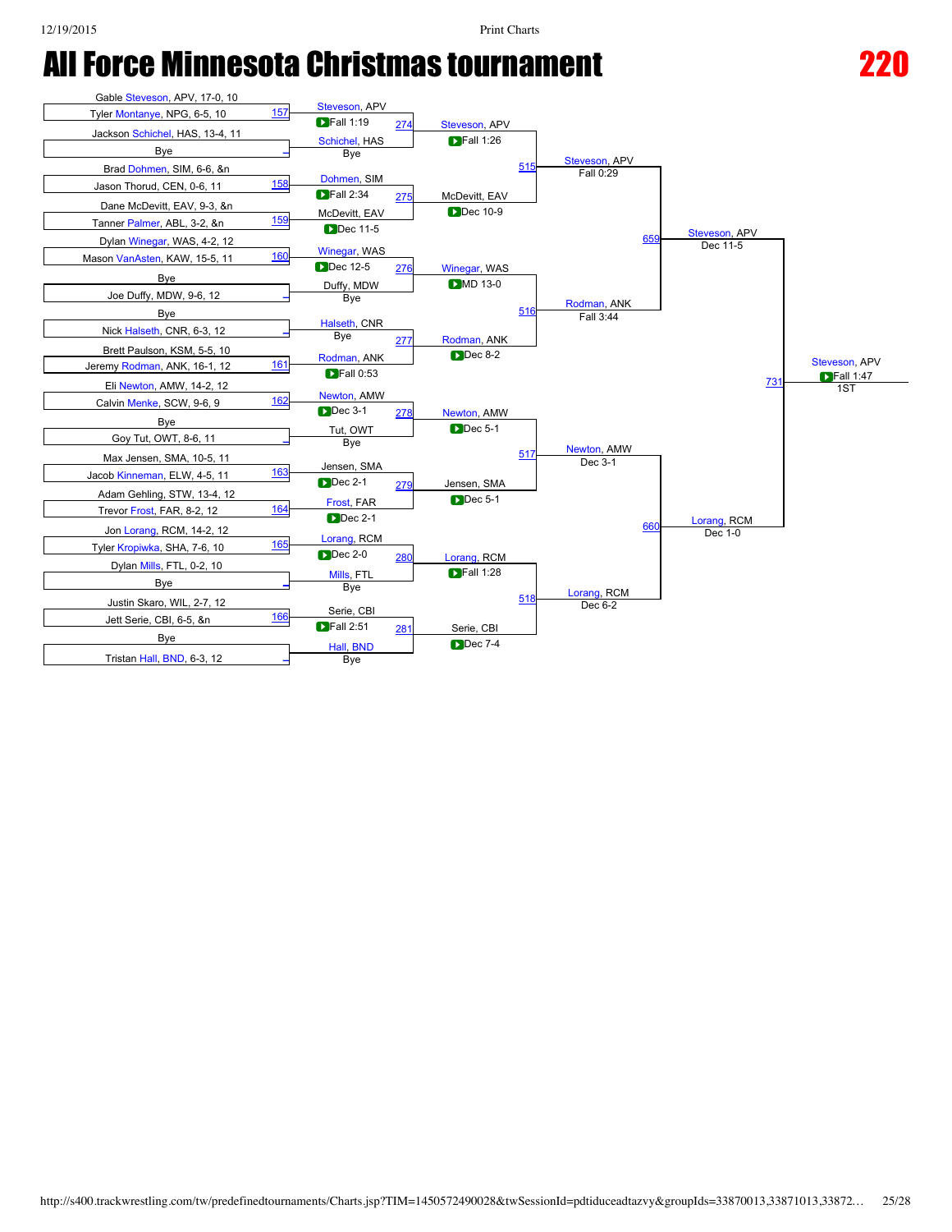# All Force Minnesota Christmas tournament

## 220

### First Round

| Match | Wrestler 1 | Wrestler 2 | Winner | Result |
|---|---|---|---|---|
| 157 | Gable Steveson, APV, 17-0, 10 | Tyler Montanye, NPG, 6-5, 10 | Steveson, APV | Fall 1:19 |
| – | Jackson Schichel, HAS, 13-4, 11 | Bye | Schichel, HAS | Bye |
| 158 | Brad Dohmen, SIM, 6-6, &n | Jason Thorud, CEN, 0-6, 11 | Dohmen, SIM | Fall 2:34 |
| 159 | Dane McDevitt, EAV, 9-3, &n | Tanner Palmer, ABL, 3-2, &n | McDevitt, EAV | Dec 11-5 |
| 160 | Dylan Winegar, WAS, 4-2, 12 | Mason VanAsten, KAW, 15-5, 11 | Winegar, WAS | Dec 12-5 |
| – | Bye | Joe Duffy, MDW, 9-6, 12 | Duffy, MDW | Bye |
| – | Bye | Nick Halseth, CNR, 6-3, 12 | Halseth, CNR | Bye |
| 161 | Brett Paulson, KSM, 5-5, 10 | Jeremy Rodman, ANK, 16-1, 12 | Rodman, ANK | Fall 0:53 |
| 162 | Eli Newton, AMW, 14-2, 12 | Calvin Menke, SCW, 9-6, 9 | Newton, AMW | Dec 3-1 |
| – | Bye | Goy Tut, OWT, 8-6, 11 | Tut, OWT | Bye |
| 163 | Max Jensen, SMA, 10-5, 11 | Jacob Kinneman, ELW, 4-5, 11 | Jensen, SMA | Dec 2-1 |
| 164 | Adam Gehling, STW, 13-4, 12 | Trevor Frost, FAR, 8-2, 12 | Frost, FAR | Dec 2-1 |
| 165 | Jon Lorang, RCM, 14-2, 12 | Tyler Kropiwka, SHA, 7-6, 10 | Lorang, RCM | Dec 2-0 |
| – | Dylan Mills, FTL, 0-2, 10 | Bye | Mills, FTL | Bye |
| 166 | Justin Skaro, WIL, 2-7, 12 | Jett Serie, CBI, 6-5, &n | Serie, CBI | Fall 2:51 |
| – | Bye | Tristan Hall, BND, 6-3, 12 | Hall, BND | Bye |

### Second Round

| Match | Winner | Result |
|---|---|---|
| 274 | Steveson, APV | Fall 1:26 |
| 275 | McDevitt, EAV | Dec 10-9 |
| 276 | Winegar, WAS | MD 13-0 |
| 277 | Rodman, ANK | Dec 8-2 |
| 278 | Newton, AMW | Dec 5-1 |
| 279 | Jensen, SMA | Dec 5-1 |
| 280 | Lorang, RCM | Fall 1:28 |
| 281 | Serie, CBI | Dec 7-4 |

### Quarterfinals

| Match | Winner | Result |
|---|---|---|
| 515 | Steveson, APV | Fall 0:29 |
| 516 | Rodman, ANK | Fall 3:44 |
| 517 | Newton, AMW | Dec 3-1 |
| 518 | Lorang, RCM | Dec 6-2 |

### Semifinals

| Match | Winner | Result |
|---|---|---|
| 659 | Steveson, APV | Dec 11-5 |
| 660 | Lorang, RCM | Dec 1-0 |

### Final

| Match | Winner | Result |
|---|---|---|
| 731 | Steveson, APV | Fall 1:47 — 1ST |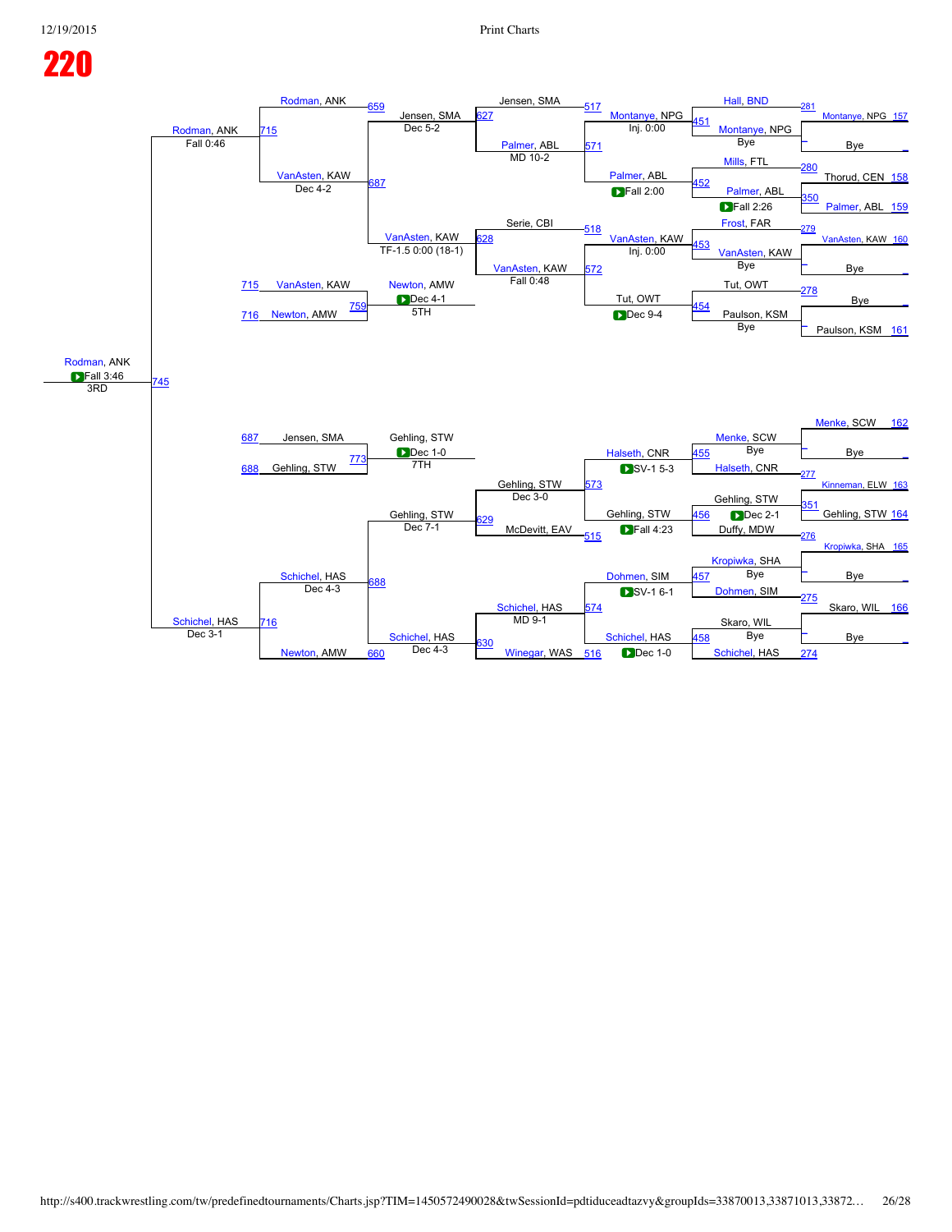# 220

## Championship / Consolation Bracket

**Round 1 (Top half)**

- Match 157: Montanye, NPG vs Bye
- Match 158: Thorud, CEN
- Match 159: Palmer, ABL
- Match 160: VanAsten, KAW vs Bye
- Match 161: Bye vs Paulson, KSM
- Match 281: Hall, BND
- Match 280: Mills, FTL
- Match 350: Palmer, ABL — Fall 2:26
- Match 279: Frost, FAR
- Match 278: Tut, OWT

**Round 2 (Top half)**

- Match 451: Hall, BND vs Montanye, NPG — Montanye, NPG (Bye)
- Match 452: Mills, FTL vs Palmer, ABL — Palmer, ABL Fall 2:26
- Match 453: Frost, FAR vs VanAsten, KAW — VanAsten, KAW (Bye)
- Match 454: Tut, OWT vs Paulson, KSM — Paulson, KSM (Bye)

**Round 3 (Top half)**

- Match 517: Jensen, SMA vs Montanye, NPG — Montanye, NPG Inj. 0:00
- Match 571: Palmer, ABL — Palmer, ABL Fall 2:00
- Match 518: Serie, CBI vs VanAsten, KAW — VanAsten, KAW Inj. 0:00
- Match 572: VanAsten, KAW vs Tut, OWT — Tut, OWT Dec 9-4

**Round 4 (Top half)**

- Match 627: Jensen, SMA vs Palmer, ABL — Palmer, ABL MD 10-2
- Match 628: Serie, CBI vs VanAsten, KAW — VanAsten, KAW Fall 0:48

**Round 5 (Top half)**

- Match 659: Rodman, ANK
- Match 687: Jensen, SMA vs VanAsten, KAW — Jensen, SMA Dec 5-2; VanAsten, KAW TF-1.5 0:00 (18-1)
- Match 715: Rodman, ANK vs VanAsten, KAW — Rodman, ANK Fall 0:46; VanAsten, KAW Dec 4-2

**5th Place**

- Match 759: 715 VanAsten, KAW vs 716 Newton, AMW — Newton, AMW Dec 4-1 — 5TH

**3rd Place**

- Match 745: Rodman, ANK vs Schichel, HAS — Rodman, ANK Fall 3:46 — 3RD

**7th Place**

- Match 773: 687 Jensen, SMA vs 688 Gehling, STW — Gehling, STW Dec 1-0 — 7TH

**Round 1 (Bottom half)**

- Match 162: Menke, SCW vs Bye
- Match 163: Kinneman, ELW
- Match 164: Gehling, STW
- Match 165: Kropiwka, SHA vs Bye
- Match 166: Skaro, WIL vs Bye
- Match 277: Halseth, CNR
- Match 351: Gehling, STW — Dec 2-1
- Match 276: Duffy, MDW
- Match 275: Dohmen, SIM
- Match 274: Schichel, HAS

**Round 2 (Bottom half)**

- Match 455: Menke, SCW vs Halseth, CNR — Halseth, CNR (Bye)
- Match 456: Gehling, STW vs Duffy, MDW — Gehling, STW Dec 2-1
- Match 457: Kropiwka, SHA vs Dohmen, SIM — Dohmen, SIM (Bye)
- Match 458: Skaro, WIL vs Schichel, HAS — Schichel, HAS (Bye)

**Round 3 (Bottom half)**

- Match 573: Halseth, CNR vs Gehling, STW — Halseth, CNR SV-1 5-3; Gehling, STW Fall 4:23
- Match 515: McDevitt, EAV
- Match 574: Dohmen, SIM vs Schichel, HAS — Dohmen, SIM SV-1 6-1; Schichel, HAS Dec 1-0
- Match 516: Winegar, WAS

**Round 4 (Bottom half)**

- Match 629: Gehling, STW vs McDevitt, EAV — Gehling, STW Dec 3-0
- Match 630: Schichel, HAS vs Winegar, WAS — Schichel, HAS MD 9-1

**Round 5 (Bottom half)**

- Match 688: Gehling, STW vs Schichel, HAS — Gehling, STW Dec 7-1; Schichel, HAS Dec 4-3
- Match 660: Newton, AMW
- Match 716: Schichel, HAS vs Newton, AMW — Schichel, HAS Dec 4-3; Schichel, HAS Dec 3-1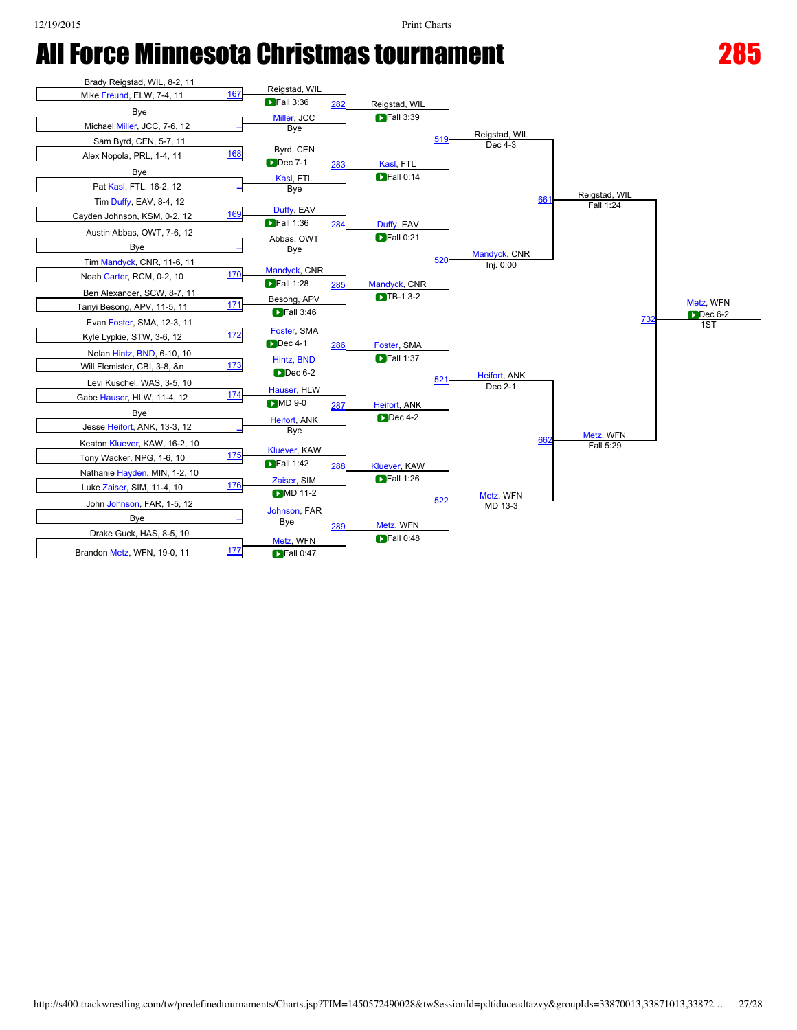# All Force Minnesota Christmas tournament

## 285

### First Round

| Match | Wrestler 1 | Wrestler 2 | Winner | Result |
|---|---|---|---|---|
| 167 | Brady Reigstad, WIL, 8-2, 11 | Mike Freund, ELW, 7-4, 11 | Reigstad, WIL | Fall 3:36 |
| | Bye | Michael Miller, JCC, 7-6, 12 | Miller, JCC | Bye |
| 168 | Sam Byrd, CEN, 5-7, 11 | Alex Nopola, PRL, 1-4, 11 | Byrd, CEN | Dec 7-1 |
| | Bye | Pat Kasl, FTL, 16-2, 12 | Kasl, FTL | Bye |
| 169 | Tim Duffy, EAV, 8-4, 12 | Cayden Johnson, KSM, 0-2, 12 | Duffy, EAV | Fall 1:36 |
| | Austin Abbas, OWT, 7-6, 12 | Bye | Abbas, OWT | Bye |
| 170 | Tim Mandyck, CNR, 11-6, 11 | Noah Carter, RCM, 0-2, 10 | Mandyck, CNR | Fall 1:28 |
| 171 | Ben Alexander, SCW, 8-7, 11 | Tanyi Besong, APV, 11-5, 11 | Besong, APV | Fall 3:46 |
| 172 | Evan Foster, SMA, 12-3, 11 | Kyle Lypkie, STW, 3-6, 12 | Foster, SMA | Dec 4-1 |
| 173 | Nolan Hintz, BND, 6-10, 10 | Will Flemister, CBI, 3-8, &n | Hintz, BND | Dec 6-2 |
| 174 | Levi Kuschel, WAS, 3-5, 10 | Gabe Hauser, HLW, 11-4, 12 | Hauser, HLW | MD 9-0 |
| | Bye | Jesse Heifort, ANK, 13-3, 12 | Heifort, ANK | Bye |
| 175 | Keaton Kluever, KAW, 16-2, 10 | Tony Wacker, NPG, 1-6, 10 | Kluever, KAW | Fall 1:42 |
| 176 | Nathanie Hayden, MIN, 1-2, 10 | Luke Zaiser, SIM, 11-4, 10 | Zaiser, SIM | MD 11-2 |
| | John Johnson, FAR, 1-5, 12 | Bye | Johnson, FAR | Bye |
| 177 | Drake Guck, HAS, 8-5, 10 | Brandon Metz, WFN, 19-0, 11 | Metz, WFN | Fall 0:47 |

### Second Round

| Match | Wrestler 1 | Wrestler 2 | Winner | Result |
|---|---|---|---|---|
| 282 | Reigstad, WIL | Miller, JCC | Reigstad, WIL | Fall 3:39 |
| 283 | Byrd, CEN | Kasl, FTL | Kasl, FTL | Fall 0:14 |
| 284 | Duffy, EAV | Abbas, OWT | Duffy, EAV | Fall 0:21 |
| 285 | Mandyck, CNR | Besong, APV | Mandyck, CNR | TB-1 3-2 |
| 286 | Foster, SMA | Hintz, BND | Foster, SMA | Fall 1:37 |
| 287 | Hauser, HLW | Heifort, ANK | Heifort, ANK | Dec 4-2 |
| 288 | Kluever, KAW | Zaiser, SIM | Kluever, KAW | Fall 1:26 |
| 289 | Johnson, FAR | Metz, WFN | Metz, WFN | Fall 0:48 |

### Quarterfinals

| Match | Wrestler 1 | Wrestler 2 | Winner | Result |
|---|---|---|---|---|
| 519 | Reigstad, WIL | Kasl, FTL | Reigstad, WIL | Dec 4-3 |
| 520 | Duffy, EAV | Mandyck, CNR | Mandyck, CNR | Inj. 0:00 |
| 521 | Foster, SMA | Heifort, ANK | Heifort, ANK | Dec 2-1 |
| 522 | Kluever, KAW | Metz, WFN | Metz, WFN | MD 13-3 |

### Semifinals

| Match | Wrestler 1 | Wrestler 2 | Winner | Result |
|---|---|---|---|---|
| 661 | Reigstad, WIL | Mandyck, CNR | Reigstad, WIL | Fall 1:24 |
| 662 | Heifort, ANK | Metz, WFN | Metz, WFN | Fall 5:29 |

### Final

| Match | Wrestler 1 | Wrestler 2 | Winner | Result |
|---|---|---|---|---|
| 732 | Reigstad, WIL | Metz, WFN | Metz, WFN | Dec 6-2 |

1ST: Metz, WFN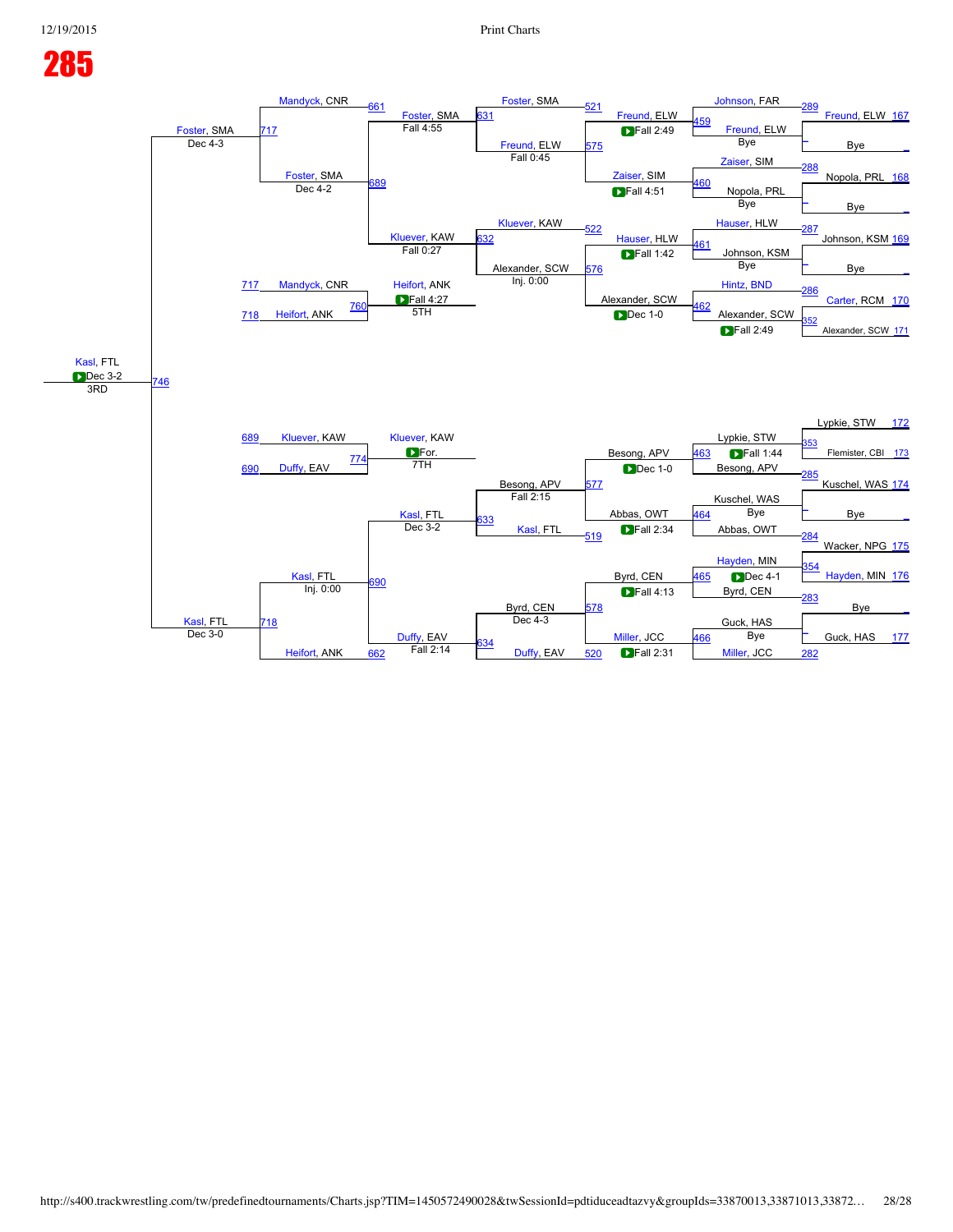# 285

Freund, ELW 167

Bye

Nopola, PRL 168

Bye

Johnson, KSM 169

Bye

Carter, RCM 170

Alexander, SCW 171

289 Johnson, FAR
459 Freund, ELW
Bye

288 Zaiser, SIM
460 Nopola, PRL
Bye

287 Hauser, HLW
461 Johnson, KSM
Bye

286 Hintz, BND
352
462 Alexander, SCW
Fall 2:49

521 Freund, ELW
Fall 2:49

575 Zaiser, SIM
Fall 4:51

522 Hauser, HLW
Fall 1:42

576 Alexander, SCW
Dec 1-0

631 Foster, SMA
Freund, ELW
Fall 0:45

632 Kluever, KAW
Alexander, SCW
Inj. 0:00

661 Foster, SMA
Fall 4:55

689 Kluever, KAW
Fall 0:27

Mandyck, CNR
717 Foster, SMA
Dec 4-2

717 Mandyck, CNR
718 Heifort, ANK
760 Heifort, ANK
Fall 4:27
5TH

Foster, SMA
Dec 4-3

746 Kasl, FTL
Dec 3-2
3RD

Lypkie, STW 172

353 Flemister, CBI 173

285 Kuschel, WAS 174

Bye

284 Wacker, NPG 175

354 Hayden, MIN 176

283 Bye

Guck, HAS 177

282

463 Lypkie, STW
Fall 1:44
Besong, APV

464 Kuschel, WAS
Bye
Abbas, OWT

465 Hayden, MIN
Dec 4-1
Byrd, CEN

466 Guck, HAS
Bye
Miller, JCC

Besong, APV
Dec 1-0

577 Abbas, OWT
Fall 2:34

519

Byrd, CEN
Fall 4:13

578 Miller, JCC
Fall 2:31

520

Besong, APV
Fall 2:15

633 Kasl, FTL

Byrd, CEN
Dec 4-3

634 Duffy, EAV

689 Kluever, KAW
690 Duffy, EAV
774 Kluever, KAW
For.
7TH

Kasl, FTL
Dec 3-2

690 Duffy, EAV
Fall 2:14

Kasl, FTL
Inj. 0:00

718 Heifort, ANK
662

Kasl, FTL
Dec 3-0